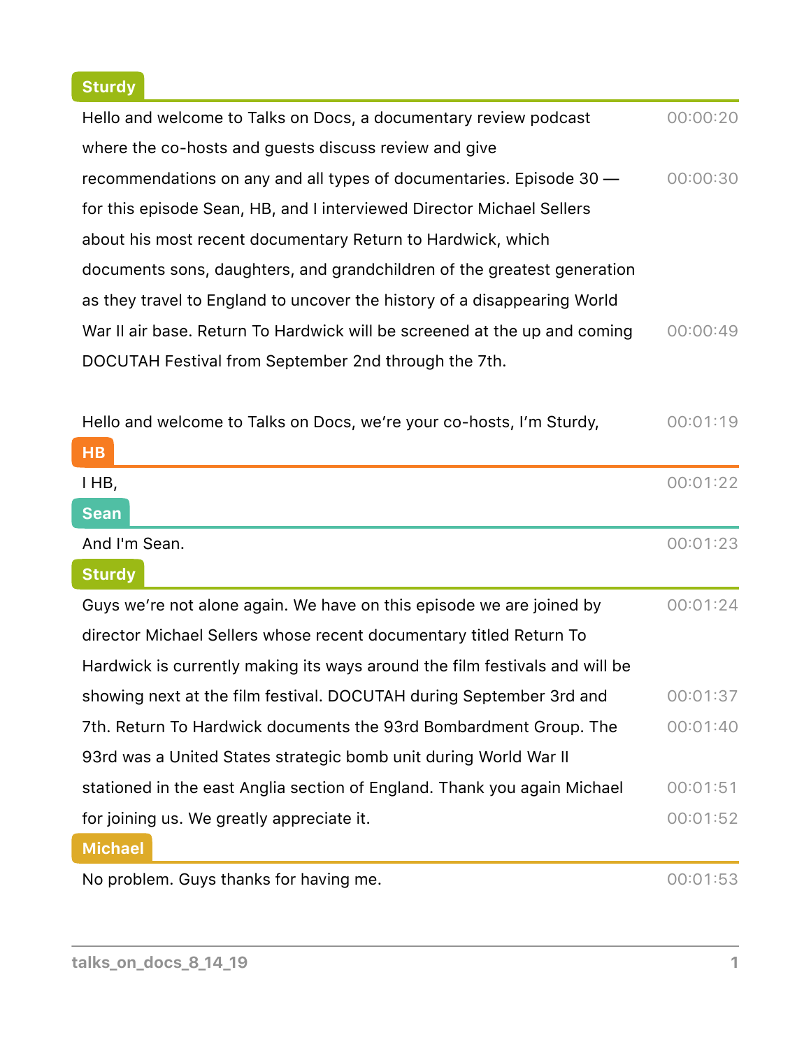**Sturdy**

Hello and welcome to Talks on Docs, a documentary review podcast where the co-hosts and guests discuss review and give recommendations on any and all types of documentaries. Episode 30 — for this episode Sean, HB, and I interviewed Director Michael Sellers about his most recent documentary Return to Hardwick, which documents sons, daughters, and grandchildren of the greatest generation as they travel to England to uncover the history of a disappearing World War II air base. Return To Hardwick will be screened at the up and coming DOCUTAH Festival from September 2nd through the 7th. — 00:00:20 / 00:00:30 / 00:00:49

Hello and welcome to Talks on Docs, we're your co-hosts, I'm Sturdy, — 00:01:19

**HB**

I HB, — 00:01:22

**Sean**

And I'm Sean. — 00:01:23

**Sturdy**

Guys we're not alone again. We have on this episode we are joined by director Michael Sellers whose recent documentary titled Return To Hardwick is currently making its ways around the film festivals and will be showing next at the film festival. DOCUTAH during September 3rd and 7th. Return To Hardwick documents the 93rd Bombardment Group. The 93rd was a United States strategic bomb unit during World War II stationed in the east Anglia section of England. Thank you again Michael for joining us. We greatly appreciate it. — 00:01:24 / 00:01:37 / 00:01:40 / 00:01:51 / 00:01:52

**Michael**

No problem. Guys thanks for having me. — 00:01:53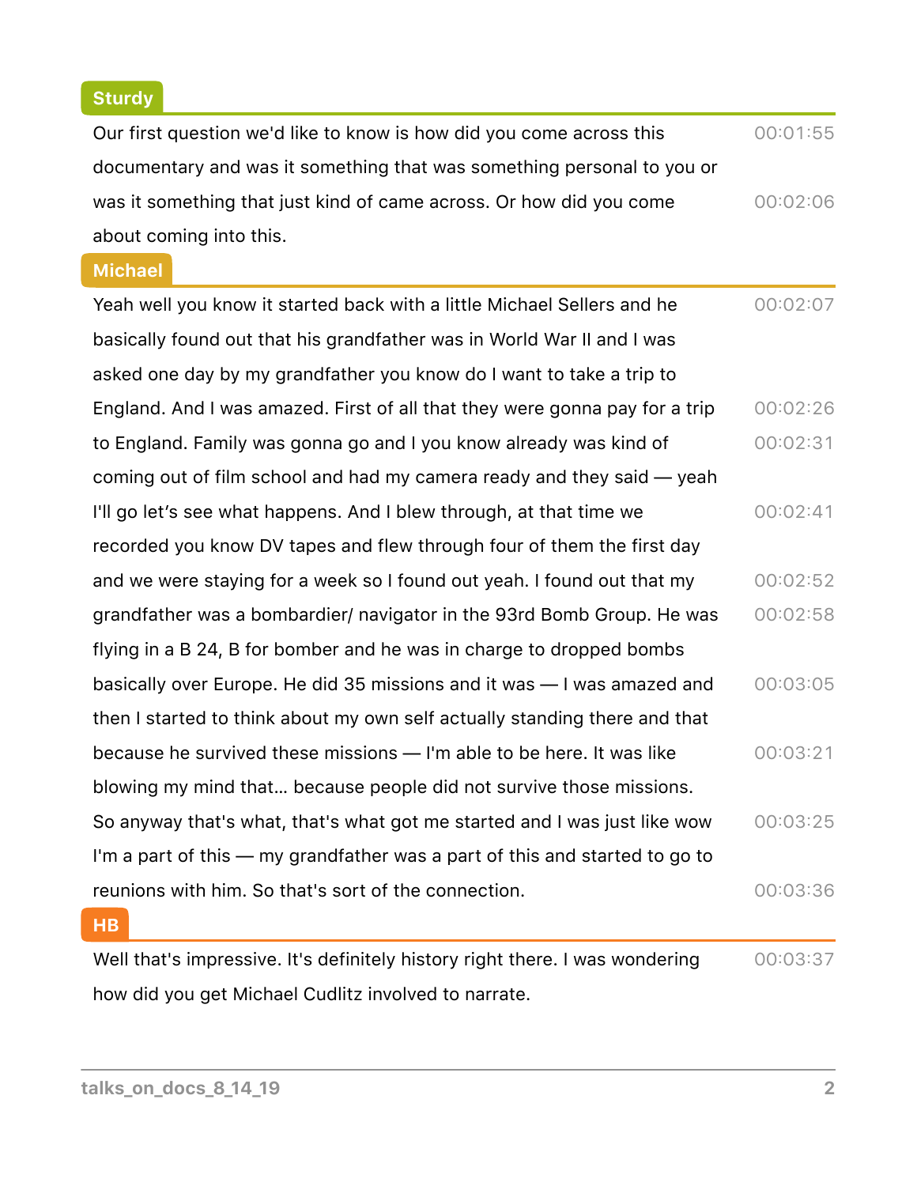**Sturdy**

Our first question we'd like to know is how did you come across this documentary and was it something that was something personal to you or was it something that just kind of came across. Or how did you come about coming into this. 00:01:55 00:02:06

**Michael**

Yeah well you know it started back with a little Michael Sellers and he basically found out that his grandfather was in World War II and I was asked one day by my grandfather you know do I want to take a trip to England. And I was amazed. First of all that they were gonna pay for a trip to England. Family was gonna go and I you know already was kind of coming out of film school and had my camera ready and they said — yeah I'll go let's see what happens. And I blew through, at that time we recorded you know DV tapes and flew through four of them the first day and we were staying for a week so I found out yeah. I found out that my grandfather was a bombardier/ navigator in the 93rd Bomb Group. He was flying in a B 24, B for bomber and he was in charge to dropped bombs basically over Europe. He did 35 missions and it was — I was amazed and then I started to think about my own self actually standing there and that because he survived these missions — I'm able to be here. It was like blowing my mind that… because people did not survive those missions. So anyway that's what, that's what got me started and I was just like wow I'm a part of this — my grandfather was a part of this and started to go to reunions with him. So that's sort of the connection. 00:02:07 00:02:26 00:02:31 00:02:41 00:02:52 00:02:58 00:03:05 00:03:21 00:03:25 00:03:36

**HB**

Well that's impressive. It's definitely history right there. I was wondering how did you get Michael Cudlitz involved to narrate. 00:03:37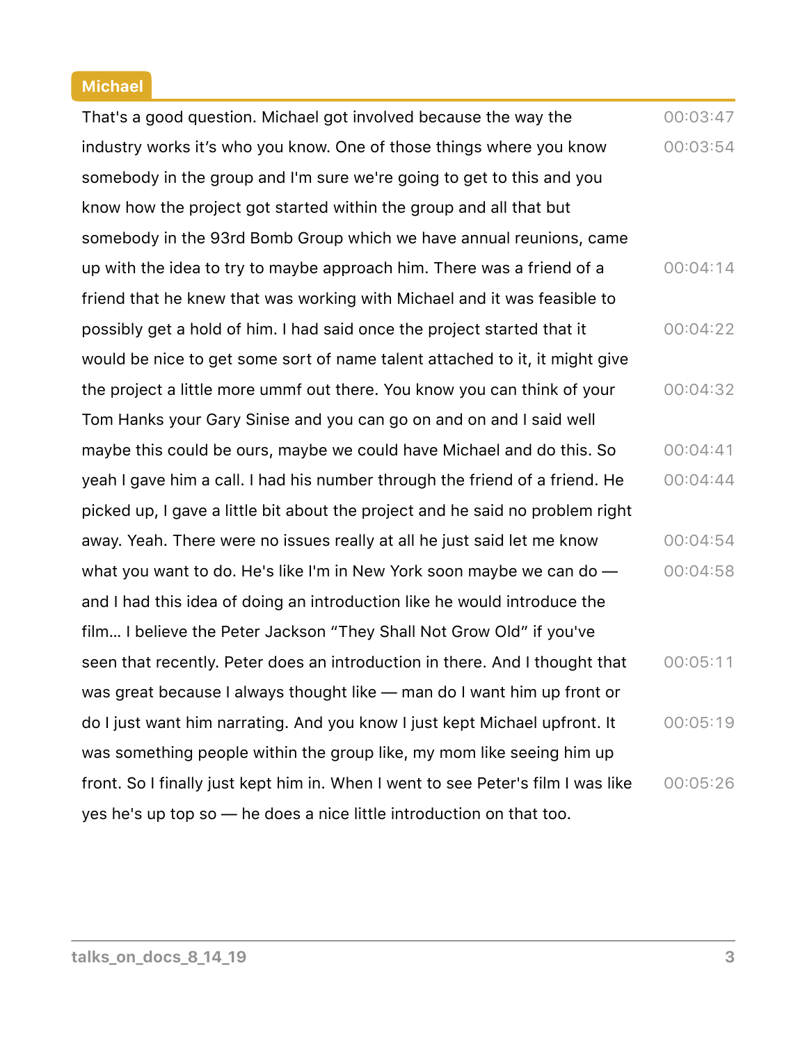**Michael**

That's a good question. Michael got involved because the way the industry works it’s who you know. One of those things where you know somebody in the group and I'm sure we're going to get to this and you know how the project got started within the group and all that but somebody in the 93rd Bomb Group which we have annual reunions, came up with the idea to try to maybe approach him. There was a friend of a friend that he knew that was working with Michael and it was feasible to possibly get a hold of him. I had said once the project started that it would be nice to get some sort of name talent attached to it, it might give the project a little more ummf out there. You know you can think of your Tom Hanks your Gary Sinise and you can go on and on and I said well maybe this could be ours, maybe we could have Michael and do this. So yeah I gave him a call. I had his number through the friend of a friend. He picked up, I gave a little bit about the project and he said no problem right away. Yeah. There were no issues really at all he just said let me know what you want to do. He's like I'm in New York soon maybe we can do — and I had this idea of doing an introduction like he would introduce the film... I believe the Peter Jackson “They Shall Not Grow Old” if you've seen that recently. Peter does an introduction in there. And I thought that was great because I always thought like — man do I want him up front or do I just want him narrating. And you know I just kept Michael upfront. It was something people within the group like, my mom like seeing him up front. So I finally just kept him in. When I went to see Peter's film I was like yes he's up top so — he does a nice little introduction on that too.

00:03:47 00:03:54 00:04:14 00:04:22 00:04:32 00:04:41 00:04:44 00:04:54 00:04:58 00:05:11 00:05:19 00:05:26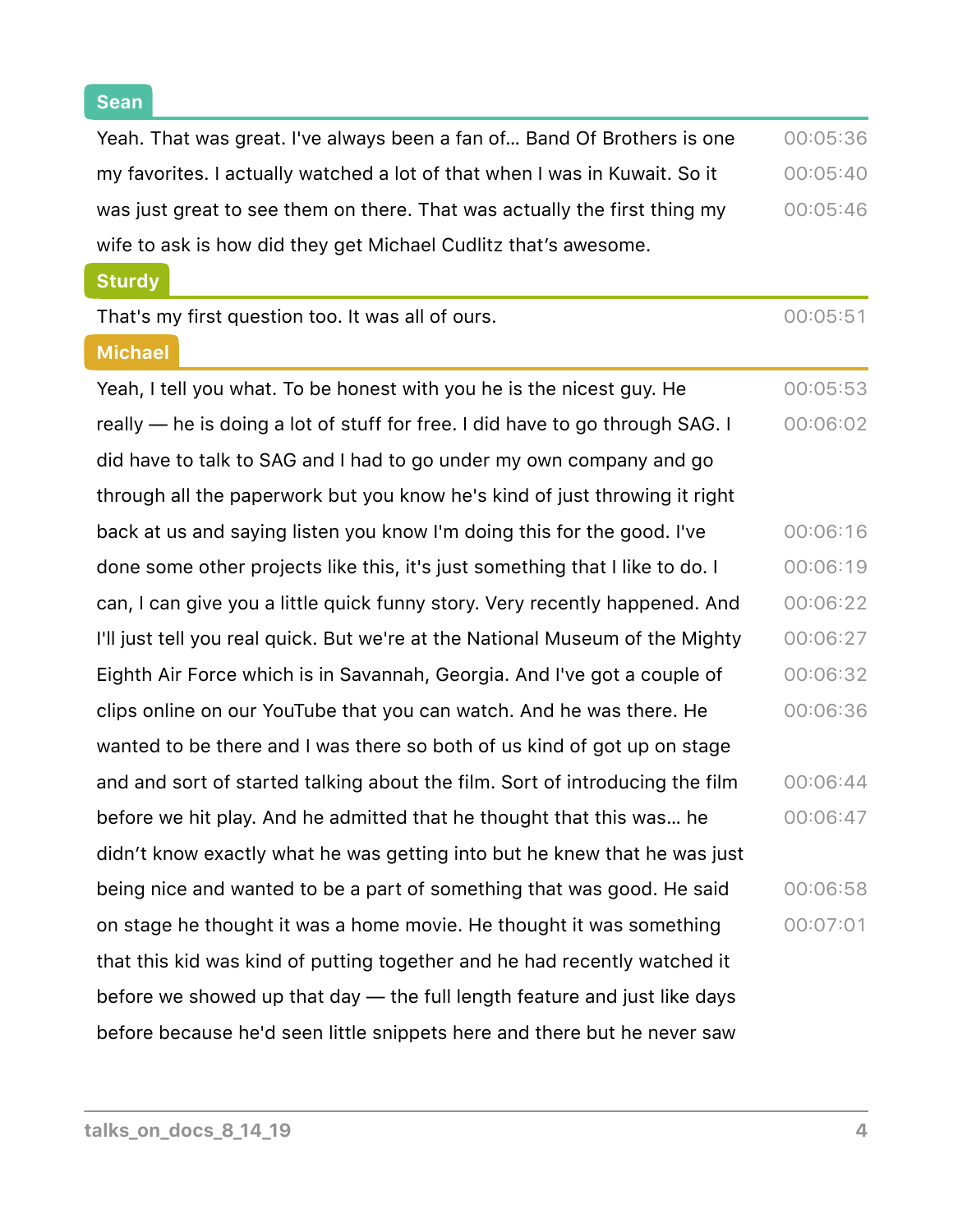**Sean**

Yeah. That was great. I've always been a fan of… Band Of Brothers is one my favorites. I actually watched a lot of that when I was in Kuwait. So it was just great to see them on there. That was actually the first thing my wife to ask is how did they get Michael Cudlitz that's awesome. 00:05:36 00:05:40 00:05:46

**Sturdy**

That's my first question too. It was all of ours. 00:05:51

**Michael**

Yeah, I tell you what. To be honest with you he is the nicest guy. He really — he is doing a lot of stuff for free. I did have to go through SAG. I did have to talk to SAG and I had to go under my own company and go through all the paperwork but you know he's kind of just throwing it right back at us and saying listen you know I'm doing this for the good. I've done some other projects like this, it's just something that I like to do. I can, I can give you a little quick funny story. Very recently happened. And I'll just tell you real quick. But we're at the National Museum of the Mighty Eighth Air Force which is in Savannah, Georgia. And I've got a couple of clips online on our YouTube that you can watch. And he was there. He wanted to be there and I was there so both of us kind of got up on stage and and sort of started talking about the film. Sort of introducing the film before we hit play. And he admitted that he thought that this was… he didn't know exactly what he was getting into but he knew that he was just being nice and wanted to be a part of something that was good. He said on stage he thought it was a home movie. He thought it was something that this kid was kind of putting together and he had recently watched it before we showed up that day — the full length feature and just like days before because he'd seen little snippets here and there but he never saw 00:05:53 00:06:02 00:06:16 00:06:19 00:06:22 00:06:27 00:06:32 00:06:36 00:06:44 00:06:47 00:06:58 00:07:01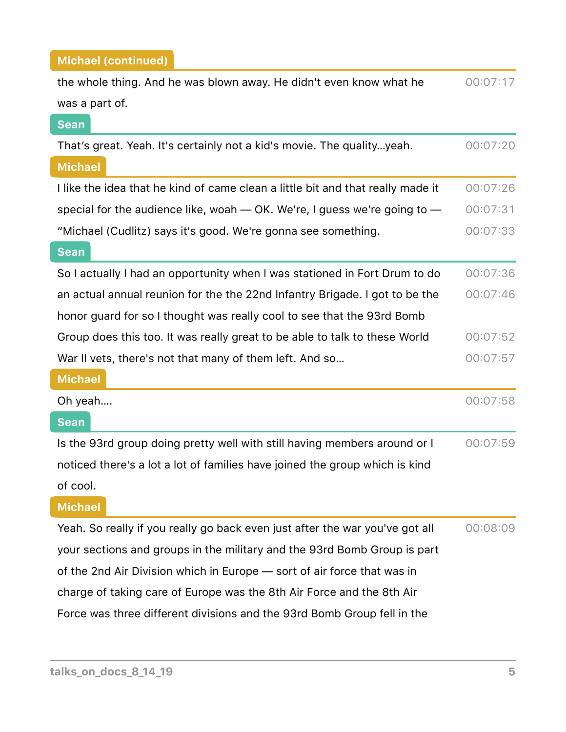**Michael (continued)**

the whole thing. And he was blown away. He didn't even know what he was a part of. 00:07:17

**Sean**

That's great. Yeah. It's certainly not a kid's movie. The quality...yeah. 00:07:20

**Michael**

I like the idea that he kind of came clean a little bit and that really made it special for the audience like, woah — OK. We're, I guess we're going to — "Michael (Cudlitz) says it's good. We're gonna see something. 00:07:26 00:07:31 00:07:33

**Sean**

So I actually I had an opportunity when I was stationed in Fort Drum to do an actual annual reunion for the the 22nd Infantry Brigade. I got to be the honor guard for so I thought was really cool to see that the 93rd Bomb Group does this too. It was really great to be able to talk to these World War II vets, there's not that many of them left. And so... 00:07:36 00:07:46 00:07:52 00:07:57

**Michael**

Oh yeah.... 00:07:58

**Sean**

Is the 93rd group doing pretty well with still having members around or I noticed there's a lot a lot of families have joined the group which is kind of cool. 00:07:59

**Michael**

Yeah. So really if you really go back even just after the war you've got all your sections and groups in the military and the 93rd Bomb Group is part of the 2nd Air Division which in Europe — sort of air force that was in charge of taking care of Europe was the 8th Air Force and the 8th Air Force was three different divisions and the 93rd Bomb Group fell in the 00:08:09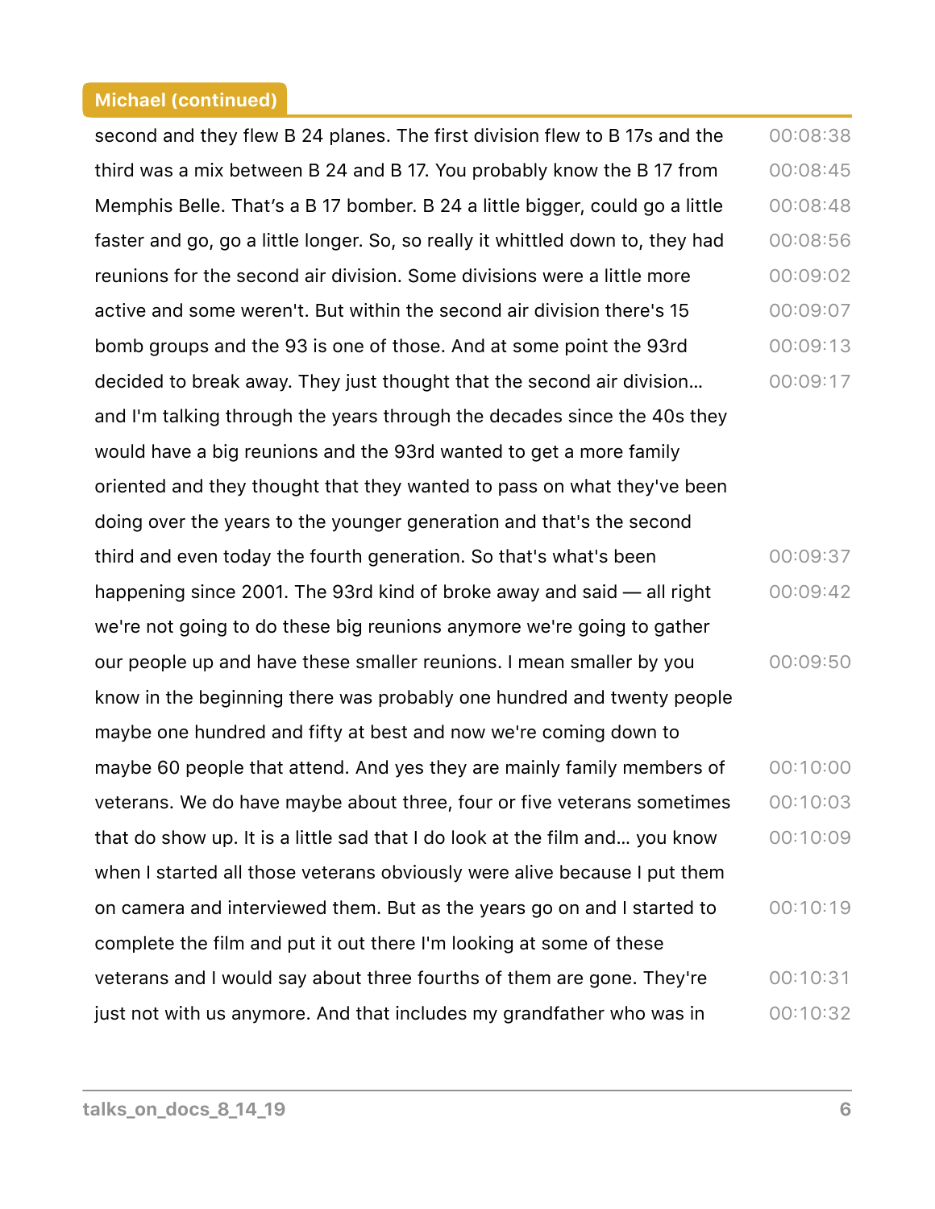**Michael (continued)**

second and they flew B 24 planes. The first division flew to B 17s and the third was a mix between B 24 and B 17. You probably know the B 17 from Memphis Belle. That’s a B 17 bomber. B 24 a little bigger, could go a little faster and go, go a little longer. So, so really it whittled down to, they had reunions for the second air division. Some divisions were a little more active and some weren't. But within the second air division there's 15 bomb groups and the 93 is one of those. And at some point the 93rd decided to break away. They just thought that the second air division... and I'm talking through the years through the decades since the 40s they would have a big reunions and the 93rd wanted to get a more family oriented and they thought that they wanted to pass on what they've been doing over the years to the younger generation and that's the second third and even today the fourth generation. So that's what's been happening since 2001. The 93rd kind of broke away and said — all right we're not going to do these big reunions anymore we're going to gather our people up and have these smaller reunions. I mean smaller by you know in the beginning there was probably one hundred and twenty people maybe one hundred and fifty at best and now we're coming down to maybe 60 people that attend. And yes they are mainly family members of veterans. We do have maybe about three, four or five veterans sometimes that do show up. It is a little sad that I do look at the film and... you know when I started all those veterans obviously were alive because I put them on camera and interviewed them. But as the years go on and I started to complete the film and put it out there I'm looking at some of these veterans and I would say about three fourths of them are gone. They're just not with us anymore. And that includes my grandfather who was in

00:08:38
00:08:45
00:08:48
00:08:56
00:09:02
00:09:07
00:09:13
00:09:17
00:09:37
00:09:42
00:09:50
00:10:00
00:10:03
00:10:09
00:10:19
00:10:31
00:10:32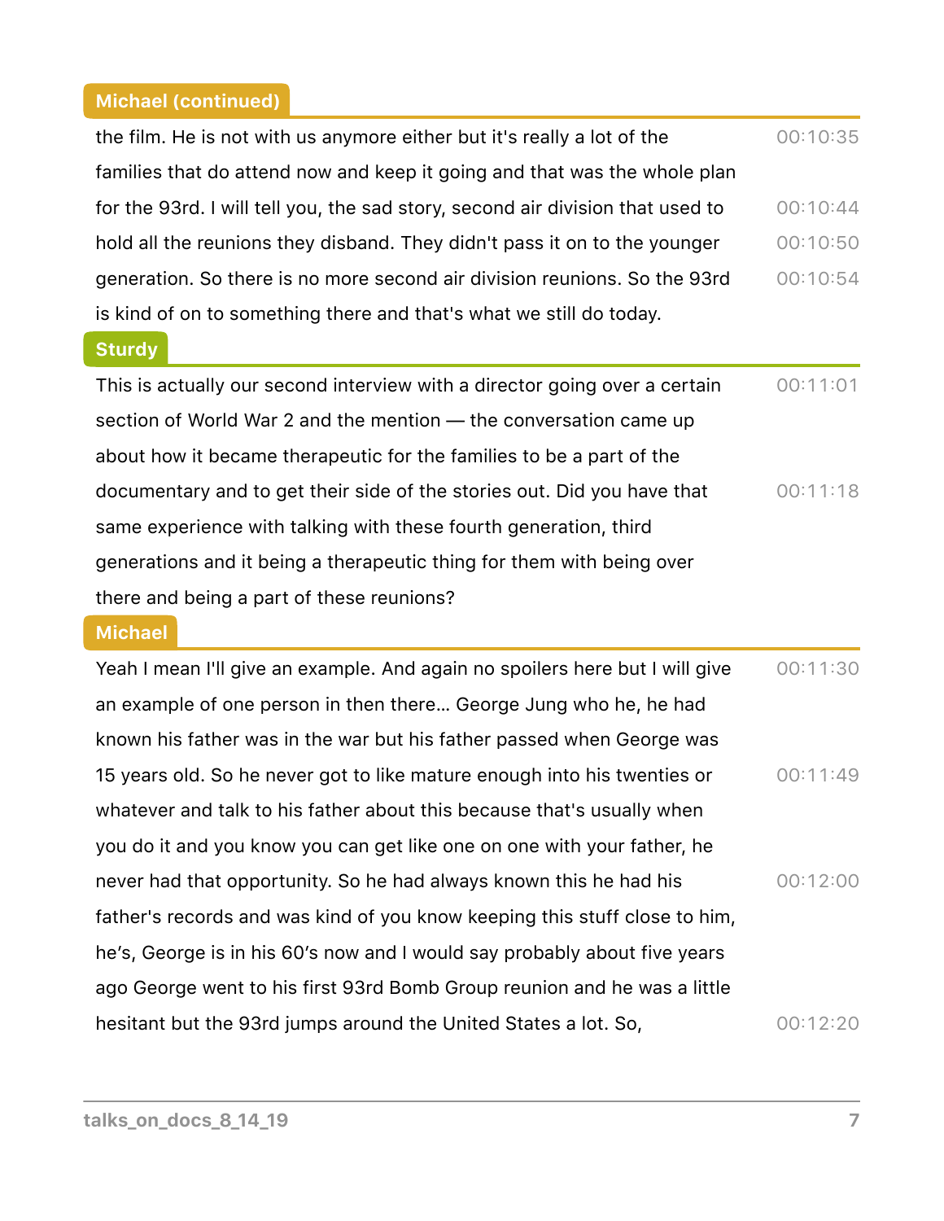**Michael (continued)**

the film. He is not with us anymore either but it's really a lot of the families that do attend now and keep it going and that was the whole plan for the 93rd. I will tell you, the sad story, second air division that used to hold all the reunions they disband. They didn't pass it on to the younger generation. So there is no more second air division reunions. So the 93rd is kind of on to something there and that's what we still do today.

00:10:35
00:10:44
00:10:50
00:10:54

**Sturdy**

This is actually our second interview with a director going over a certain section of World War 2 and the mention — the conversation came up about how it became therapeutic for the families to be a part of the documentary and to get their side of the stories out. Did you have that same experience with talking with these fourth generation, third generations and it being a therapeutic thing for them with being over there and being a part of these reunions?

00:11:01
00:11:18

**Michael**

Yeah I mean I'll give an example. And again no spoilers here but I will give an example of one person in then there... George Jung who he, he had known his father was in the war but his father passed when George was 15 years old. So he never got to like mature enough into his twenties or whatever and talk to his father about this because that's usually when you do it and you know you can get like one on one with your father, he never had that opportunity. So he had always known this he had his father's records and was kind of you know keeping this stuff close to him, he's, George is in his 60's now and I would say probably about five years ago George went to his first 93rd Bomb Group reunion and he was a little hesitant but the 93rd jumps around the United States a lot. So,

00:11:30
00:11:49
00:12:00
00:12:20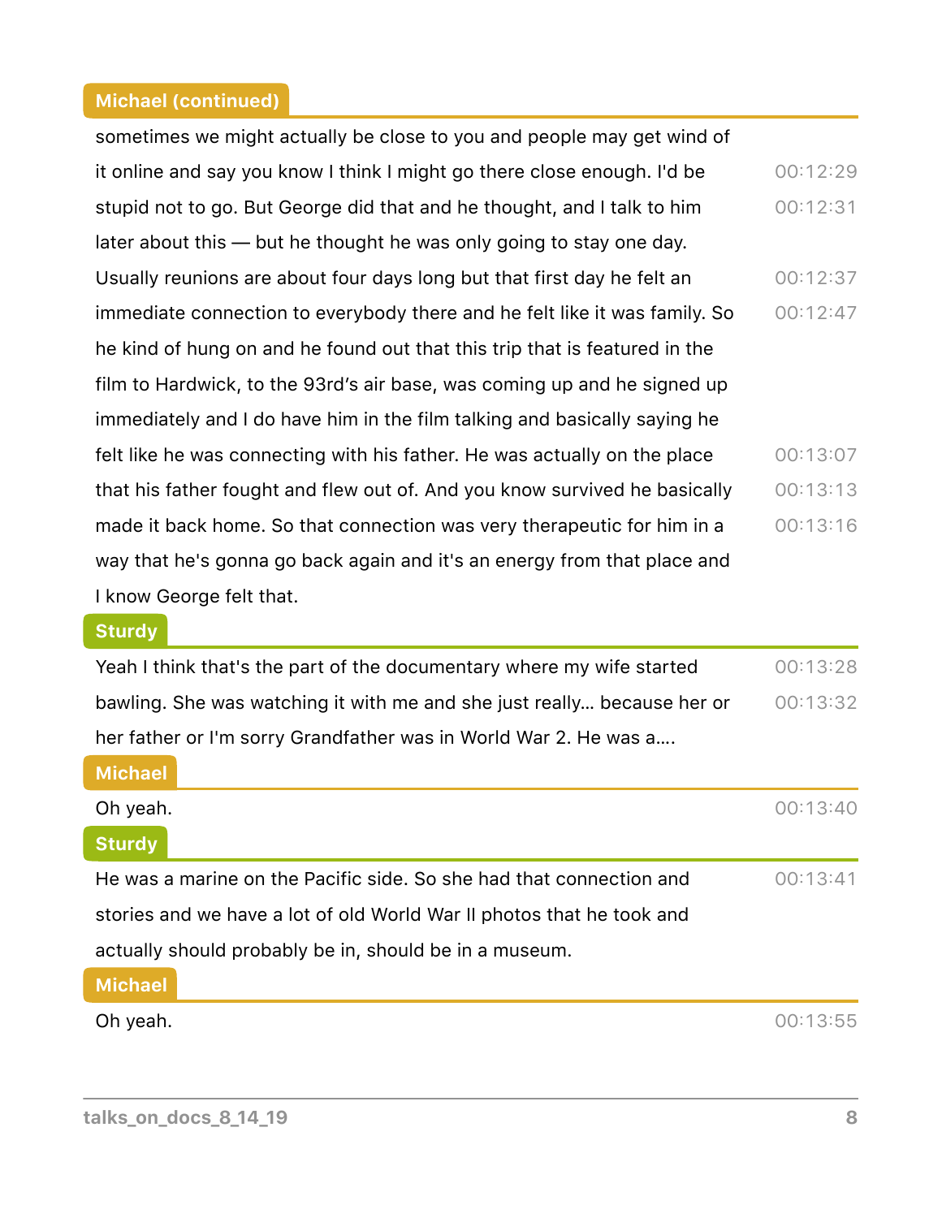**Michael (continued)**

sometimes we might actually be close to you and people may get wind of it online and say you know I think I might go there close enough. I'd be stupid not to go. But George did that and he thought, and I talk to him later about this — but he thought he was only going to stay one day. Usually reunions are about four days long but that first day he felt an immediate connection to everybody there and he felt like it was family. So he kind of hung on and he found out that this trip that is featured in the film to Hardwick, to the 93rd's air base, was coming up and he signed up immediately and I do have him in the film talking and basically saying he felt like he was connecting with his father. He was actually on the place that his father fought and flew out of. And you know survived he basically made it back home. So that connection was very therapeutic for him in a way that he's gonna go back again and it's an energy from that place and I know George felt that.

00:12:29
00:12:31
00:12:37
00:12:47
00:13:07
00:13:13
00:13:16

**Sturdy**

Yeah I think that's the part of the documentary where my wife started bawling. She was watching it with me and she just really… because her or her father or I'm sorry Grandfather was in World War 2. He was a….

00:13:28
00:13:32

**Michael**

Oh yeah.

00:13:40

**Sturdy**

He was a marine on the Pacific side. So she had that connection and stories and we have a lot of old World War II photos that he took and actually should probably be in, should be in a museum.

00:13:41

**Michael**

Oh yeah.

00:13:55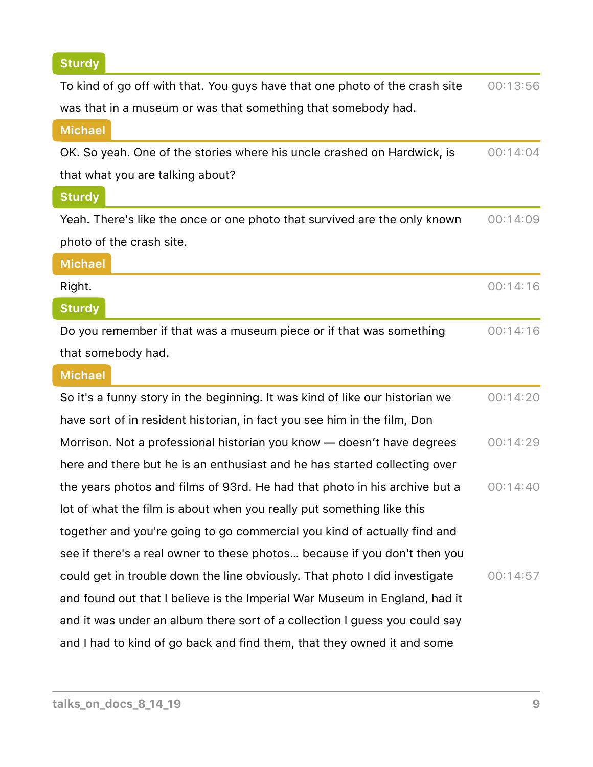**Sturdy**

To kind of go off with that. You guys have that one photo of the crash site was that in a museum or was that something that somebody had. 00:13:56

**Michael**

OK. So yeah. One of the stories where his uncle crashed on Hardwick, is that what you are talking about? 00:14:04

**Sturdy**

Yeah. There's like the once or one photo that survived are the only known photo of the crash site. 00:14:09

**Michael**

Right. 00:14:16

**Sturdy**

Do you remember if that was a museum piece or if that was something that somebody had. 00:14:16

**Michael**

So it's a funny story in the beginning. It was kind of like our historian we have sort of in resident historian, in fact you see him in the film, Don 00:14:20 Morrison. Not a professional historian you know — doesn't have degrees here and there but he is an enthusiast and he has started collecting over 00:14:29 the years photos and films of 93rd. He had that photo in his archive but a lot of what the film is about when you really put something like this together and you're going to go commercial you kind of actually find and see if there's a real owner to these photos… because if you don't then you 00:14:40 could get in trouble down the line obviously. That photo I did investigate and found out that I believe is the Imperial War Museum in England, had it and it was under an album there sort of a collection I guess you could say and I had to kind of go back and find them, that they owned it and some 00:14:57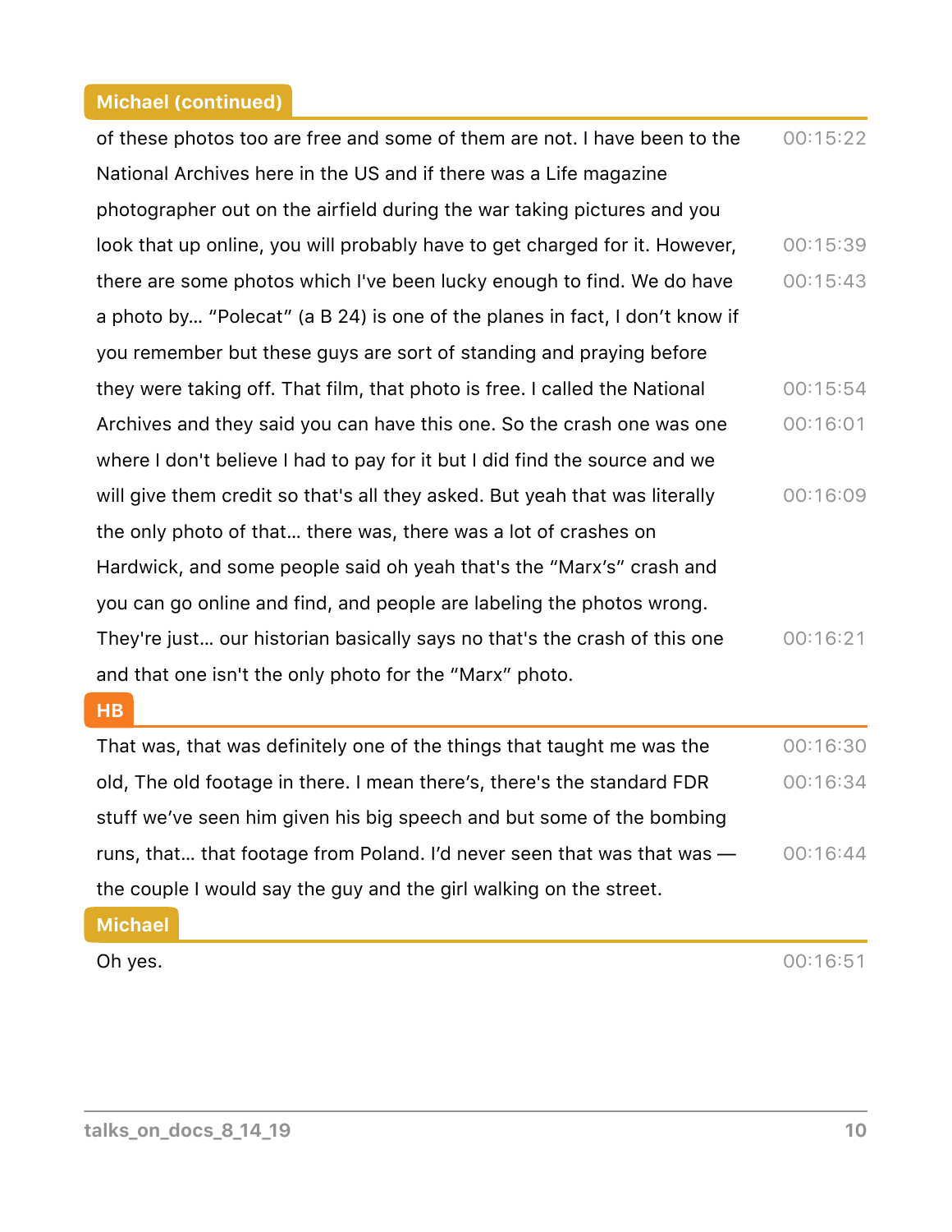**Michael (continued)**

of these photos too are free and some of them are not. I have been to the National Archives here in the US and if there was a Life magazine photographer out on the airfield during the war taking pictures and you look that up online, you will probably have to get charged for it. However, there are some photos which I've been lucky enough to find. We do have a photo by... "Polecat" (a B 24) is one of the planes in fact, I don't know if you remember but these guys are sort of standing and praying before they were taking off. That film, that photo is free. I called the National Archives and they said you can have this one. So the crash one was one where I don't believe I had to pay for it but I did find the source and we will give them credit so that's all they asked. But yeah that was literally the only photo of that... there was, there was a lot of crashes on Hardwick, and some people said oh yeah that's the "Marx's" crash and you can go online and find, and people are labeling the photos wrong. They're just... our historian basically says no that's the crash of this one and that one isn't the only photo for the "Marx" photo.

00:15:22
00:15:39
00:15:43
00:15:54
00:16:01
00:16:09
00:16:21

**HB**

That was, that was definitely one of the things that taught me was the old, The old footage in there. I mean there's, there's the standard FDR stuff we've seen him given his big speech and but some of the bombing runs, that... that footage from Poland. I'd never seen that was that was — the couple I would say the guy and the girl walking on the street.

00:16:30
00:16:34
00:16:44

**Michael**

Oh yes.

00:16:51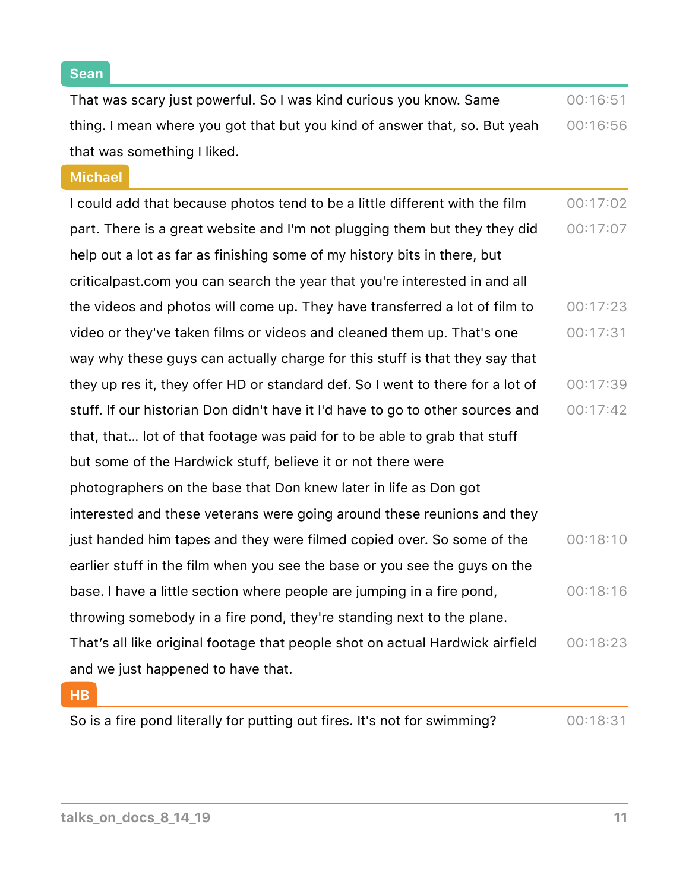**Sean**

That was scary just powerful. So I was kind curious you know. Same thing. I mean where you got that but you kind of answer that, so. But yeah that was something I liked. 00:16:51 00:16:56

**Michael**

I could add that because photos tend to be a little different with the film part. There is a great website and I'm not plugging them but they they did help out a lot as far as finishing some of my history bits in there, but criticalpast.com you can search the year that you're interested in and all the videos and photos will come up. They have transferred a lot of film to video or they've taken films or videos and cleaned them up. That's one way why these guys can actually charge for this stuff is that they say that they up res it, they offer HD or standard def. So I went to there for a lot of stuff. If our historian Don didn't have it I'd have to go to other sources and that, that… lot of that footage was paid for to be able to grab that stuff but some of the Hardwick stuff, believe it or not there were photographers on the base that Don knew later in life as Don got interested and these veterans were going around these reunions and they just handed him tapes and they were filmed copied over. So some of the earlier stuff in the film when you see the base or you see the guys on the base. I have a little section where people are jumping in a fire pond, throwing somebody in a fire pond, they're standing next to the plane. That's all like original footage that people shot on actual Hardwick airfield and we just happened to have that. 00:17:02 00:17:07 00:17:23 00:17:31 00:17:39 00:17:42 00:18:10 00:18:16 00:18:23

**HB**

So is a fire pond literally for putting out fires. It's not for swimming? 00:18:31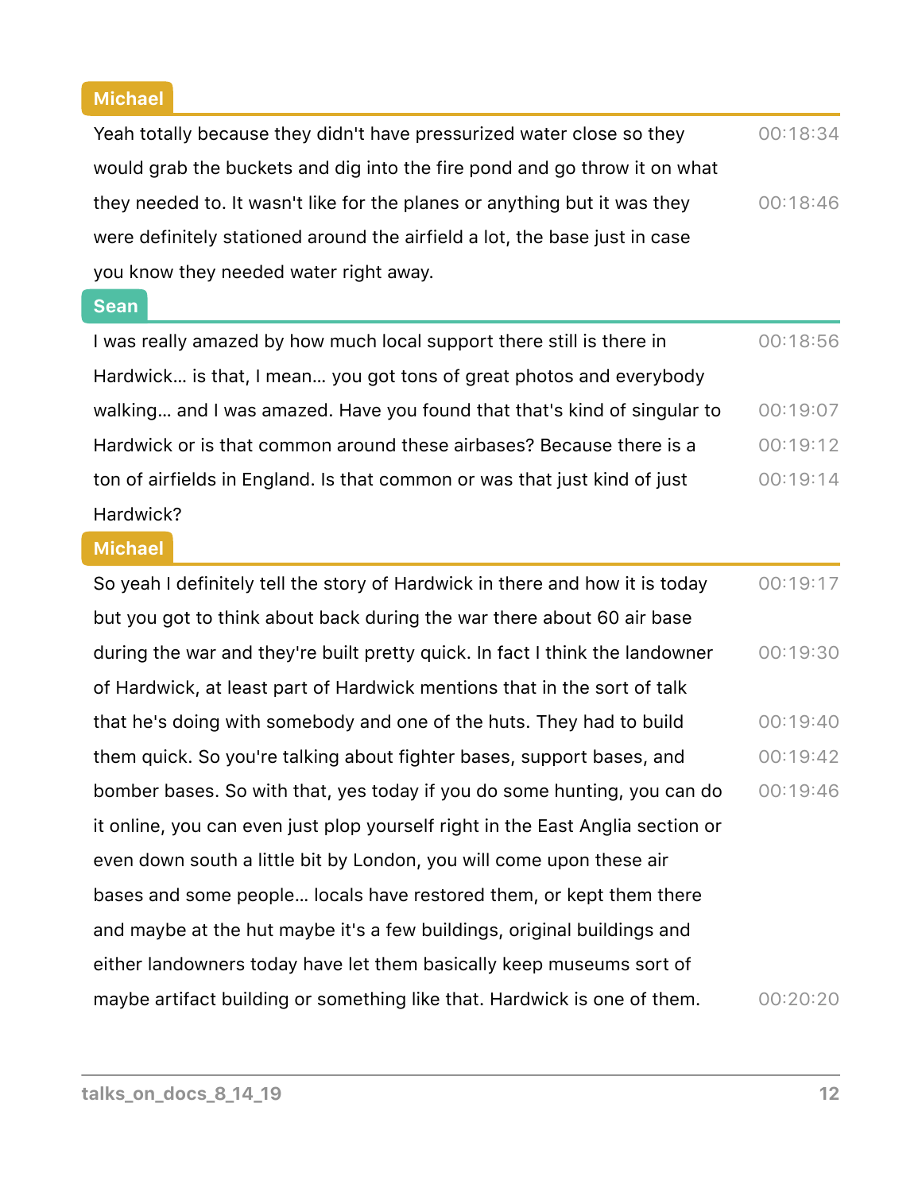**Michael**

Yeah totally because they didn't have pressurized water close so they would grab the buckets and dig into the fire pond and go throw it on what they needed to. It wasn't like for the planes or anything but it was they were definitely stationed around the airfield a lot, the base just in case you know they needed water right away.

00:18:34
00:18:46

**Sean**

I was really amazed by how much local support there still is there in Hardwick… is that, I mean… you got tons of great photos and everybody walking… and I was amazed. Have you found that that's kind of singular to Hardwick or is that common around these airbases? Because there is a ton of airfields in England. Is that common or was that just kind of just Hardwick?

00:18:56
00:19:07
00:19:12
00:19:14

**Michael**

So yeah I definitely tell the story of Hardwick in there and how it is today but you got to think about back during the war there about 60 air base during the war and they're built pretty quick. In fact I think the landowner of Hardwick, at least part of Hardwick mentions that in the sort of talk that he's doing with somebody and one of the huts. They had to build them quick. So you're talking about fighter bases, support bases, and bomber bases. So with that, yes today if you do some hunting, you can do it online, you can even just plop yourself right in the East Anglia section or even down south a little bit by London, you will come upon these air bases and some people… locals have restored them, or kept them there and maybe at the hut maybe it's a few buildings, original buildings and either landowners today have let them basically keep museums sort of maybe artifact building or something like that. Hardwick is one of them.

00:19:17
00:19:30
00:19:40
00:19:42
00:19:46
00:20:20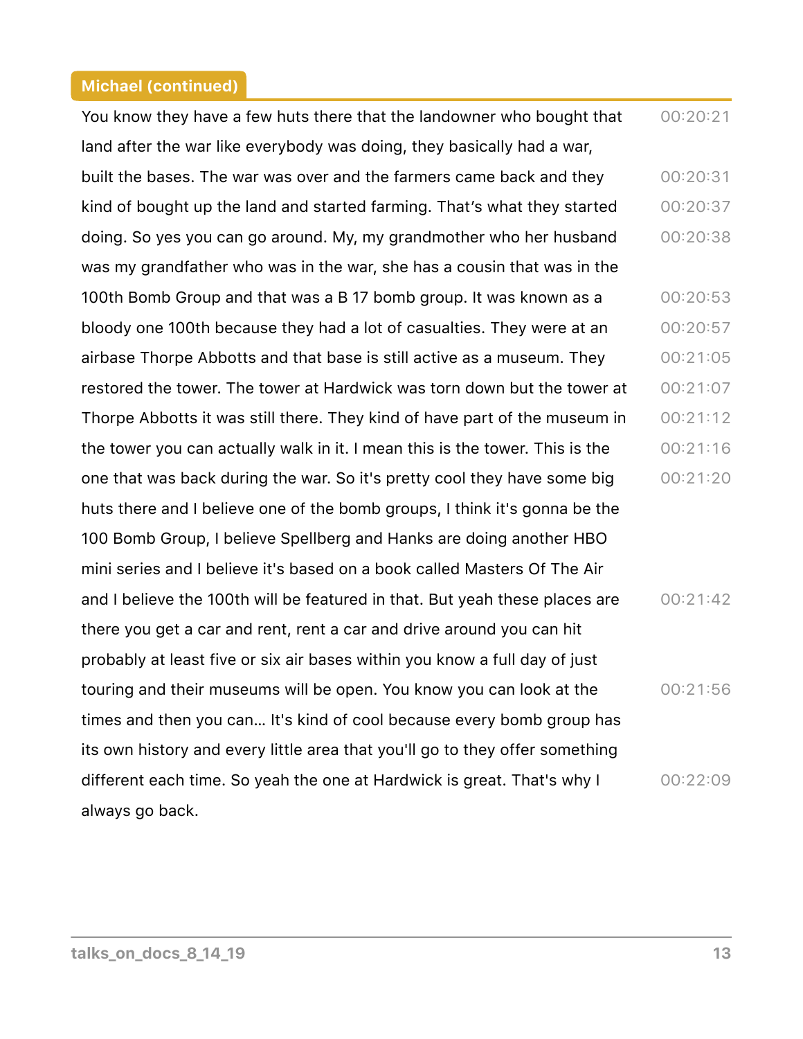**Michael (continued)**

You know they have a few huts there that the landowner who bought that land after the war like everybody was doing, they basically had a war, built the bases. The war was over and the farmers came back and they kind of bought up the land and started farming. That's what they started doing. So yes you can go around. My, my grandmother who her husband was my grandfather who was in the war, she has a cousin that was in the 100th Bomb Group and that was a B 17 bomb group. It was known as a bloody one 100th because they had a lot of casualties. They were at an airbase Thorpe Abbotts and that base is still active as a museum. They restored the tower. The tower at Hardwick was torn down but the tower at Thorpe Abbotts it was still there. They kind of have part of the museum in the tower you can actually walk in it. I mean this is the tower. This is the one that was back during the war. So it's pretty cool they have some big huts there and I believe one of the bomb groups, I think it's gonna be the 100 Bomb Group, I believe Spellberg and Hanks are doing another HBO mini series and I believe it's based on a book called Masters Of The Air and I believe the 100th will be featured in that. But yeah these places are there you get a car and rent, rent a car and drive around you can hit probably at least five or six air bases within you know a full day of just touring and their museums will be open. You know you can look at the times and then you can... It's kind of cool because every bomb group has its own history and every little area that you'll go to they offer something different each time. So yeah the one at Hardwick is great. That's why I always go back.

00:20:21 00:20:31 00:20:37 00:20:38 00:20:53 00:20:57 00:21:05 00:21:07 00:21:12 00:21:16 00:21:20 00:21:42 00:21:56 00:22:09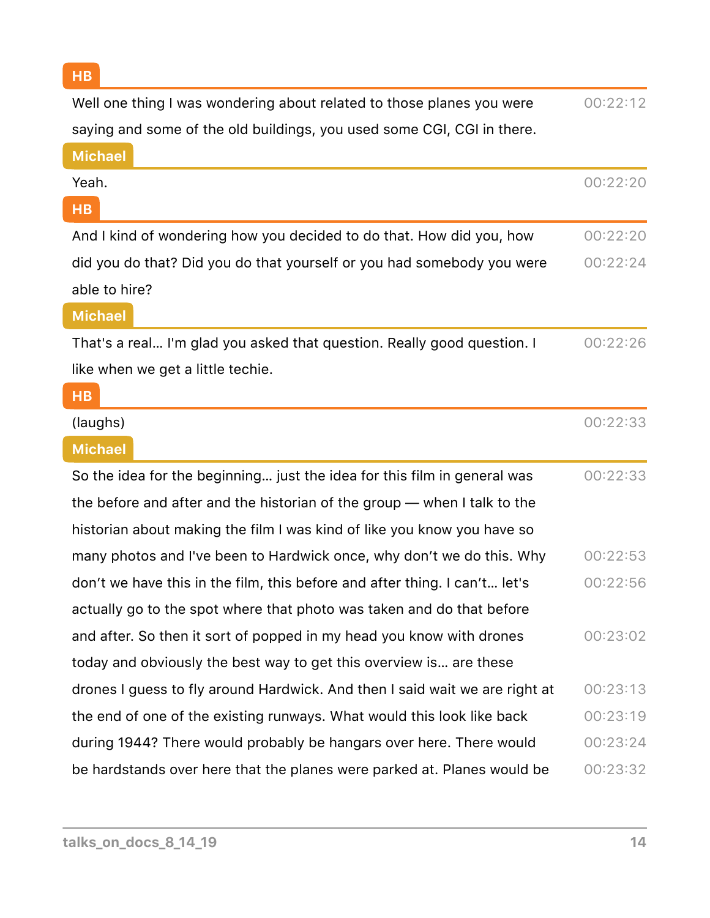**HB**

Well one thing I was wondering about related to those planes you were saying and some of the old buildings, you used some CGI, CGI in there. 00:22:12

**Michael**

Yeah. 00:22:20

**HB**

And I kind of wondering how you decided to do that. How did you, how did you do that? Did you do that yourself or you had somebody you were able to hire? 00:22:20 00:22:24

**Michael**

That's a real… I'm glad you asked that question. Really good question. I like when we get a little techie. 00:22:26

**HB**

(laughs) 00:22:33

**Michael**

So the idea for the beginning… just the idea for this film in general was the before and after and the historian of the group — when I talk to the historian about making the film I was kind of like you know you have so many photos and I've been to Hardwick once, why don't we do this. Why don't we have this in the film, this before and after thing. I can't… let's actually go to the spot where that photo was taken and do that before and after. So then it sort of popped in my head you know with drones today and obviously the best way to get this overview is… are these drones I guess to fly around Hardwick. And then I said wait we are right at the end of one of the existing runways. What would this look like back during 1944? There would probably be hangars over here. There would be hardstands over here that the planes were parked at. Planes would be 00:22:33 00:22:53 00:22:56 00:23:02 00:23:13 00:23:19 00:23:24 00:23:32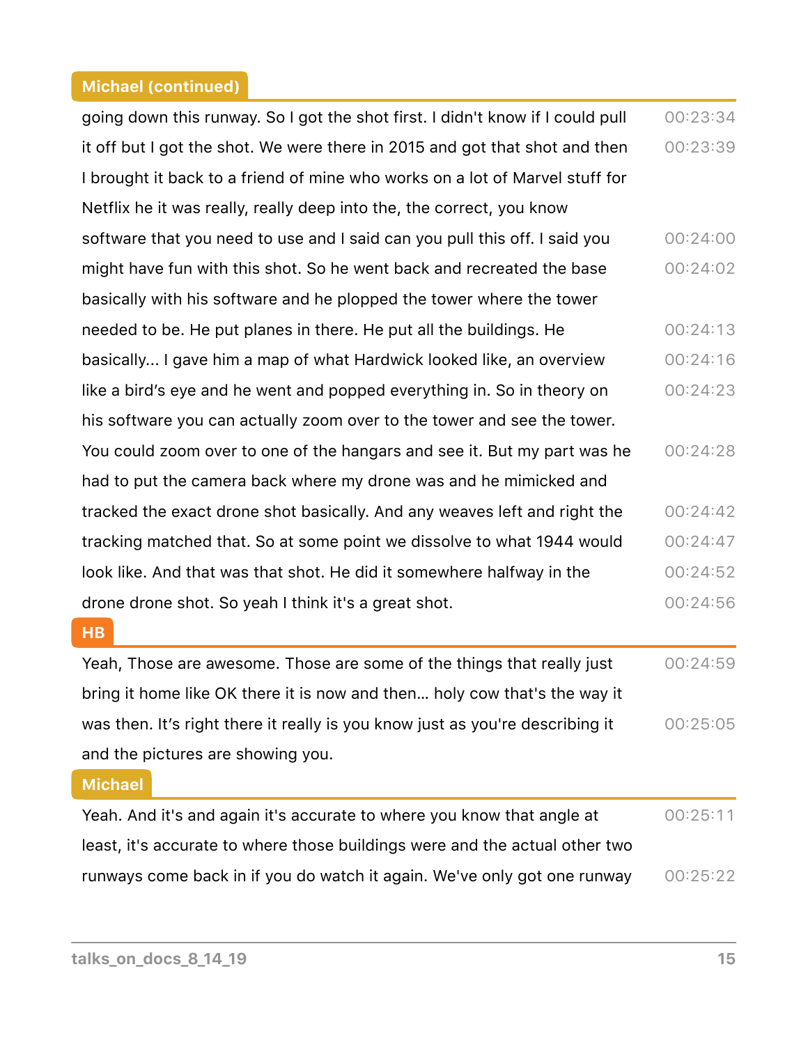**Michael (continued)**

going down this runway. So I got the shot first. I didn't know if I could pull it off but I got the shot. We were there in 2015 and got that shot and then I brought it back to a friend of mine who works on a lot of Marvel stuff for Netflix he it was really, really deep into the, the correct, you know software that you need to use and I said can you pull this off. I said you might have fun with this shot. So he went back and recreated the base basically with his software and he plopped the tower where the tower needed to be. He put planes in there. He put all the buildings. He basically... I gave him a map of what Hardwick looked like, an overview like a bird's eye and he went and popped everything in. So in theory on his software you can actually zoom over to the tower and see the tower. You could zoom over to one of the hangars and see it. But my part was he had to put the camera back where my drone was and he mimicked and tracked the exact drone shot basically. And any weaves left and right the tracking matched that. So at some point we dissolve to what 1944 would look like. And that was that shot. He did it somewhere halfway in the drone drone shot. So yeah I think it's a great shot.

00:23:34 · 00:23:39 · 00:24:00 · 00:24:02 · 00:24:13 · 00:24:16 · 00:24:23 · 00:24:28 · 00:24:42 · 00:24:47 · 00:24:52 · 00:24:56

**HB**

Yeah, Those are awesome. Those are some of the things that really just bring it home like OK there it is now and then... holy cow that's the way it was then. It's right there it really is you know just as you're describing it and the pictures are showing you.

00:24:59 · 00:25:05

**Michael**

Yeah. And it's and again it's accurate to where you know that angle at least, it's accurate to where those buildings were and the actual other two runways come back in if you do watch it again. We've only got one runway

00:25:11 · 00:25:22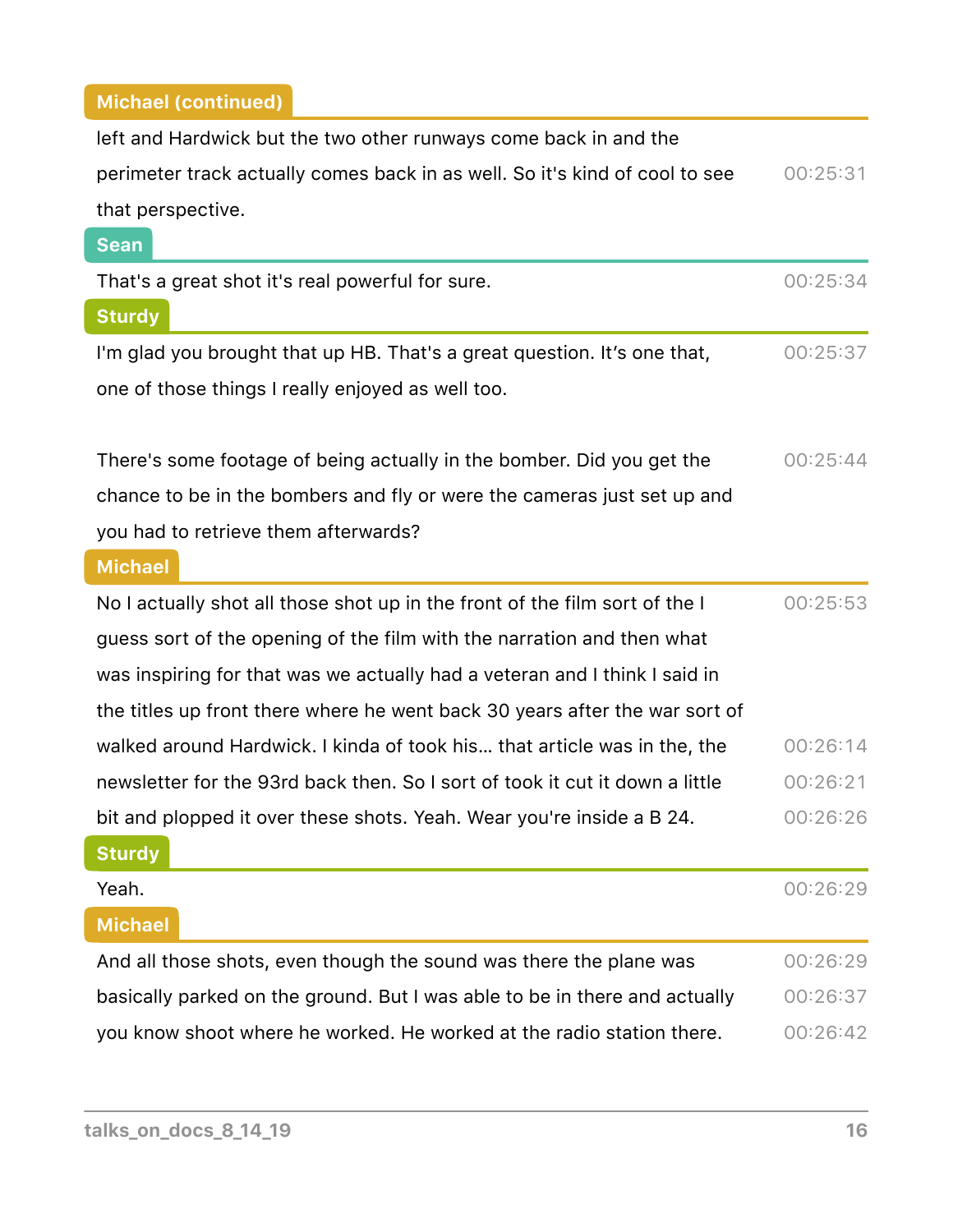**Michael (continued)**

left and Hardwick but the two other runways come back in and the perimeter track actually comes back in as well. So it's kind of cool to see that perspective. 00:25:31

**Sean**

That's a great shot it's real powerful for sure. 00:25:34

**Sturdy**

I'm glad you brought that up HB. That's a great question. It's one that, one of those things I really enjoyed as well too. 00:25:37

There's some footage of being actually in the bomber. Did you get the chance to be in the bombers and fly or were the cameras just set up and you had to retrieve them afterwards? 00:25:44

**Michael**

No I actually shot all those shot up in the front of the film sort of the I guess sort of the opening of the film with the narration and then what was inspiring for that was we actually had a veteran and I think I said in the titles up front there where he went back 30 years after the war sort of walked around Hardwick. I kinda of took his... that article was in the, the newsletter for the 93rd back then. So I sort of took it cut it down a little bit and plopped it over these shots. Yeah. Wear you're inside a B 24. 00:25:53 00:26:14 00:26:21 00:26:26

**Sturdy**

Yeah. 00:26:29

**Michael**

And all those shots, even though the sound was there the plane was basically parked on the ground. But I was able to be in there and actually you know shoot where he worked. He worked at the radio station there. 00:26:29 00:26:37 00:26:42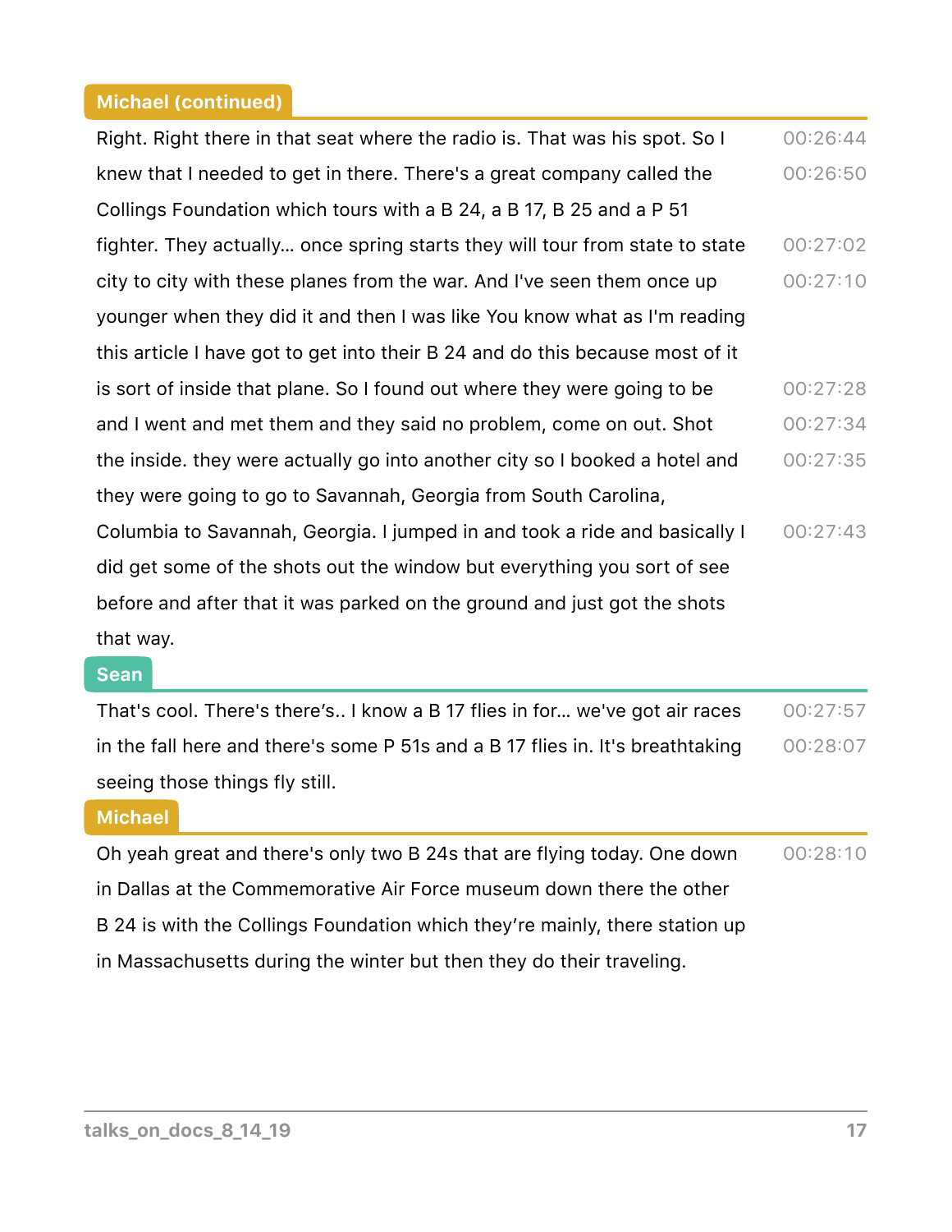**Michael (continued)**

Right. Right there in that seat where the radio is. That was his spot. So I knew that I needed to get in there. There's a great company called the Collings Foundation which tours with a B 24, a B 17, B 25 and a P 51 fighter. They actually… once spring starts they will tour from state to state city to city with these planes from the war. And I've seen them once up younger when they did it and then I was like You know what as I'm reading this article I have got to get into their B 24 and do this because most of it is sort of inside that plane. So I found out where they were going to be and I went and met them and they said no problem, come on out. Shot the inside. they were actually go into another city so I booked a hotel and they were going to go to Savannah, Georgia from South Carolina, Columbia to Savannah, Georgia. I jumped in and took a ride and basically I did get some of the shots out the window but everything you sort of see before and after that it was parked on the ground and just got the shots that way.

00:26:44 00:26:50 00:27:02 00:27:10 00:27:28 00:27:34 00:27:35 00:27:43

**Sean**

That's cool. There's there's.. I know a B 17 flies in for… we've got air races in the fall here and there's some P 51s and a B 17 flies in. It's breathtaking seeing those things fly still.

00:27:57 00:28:07

**Michael**

Oh yeah great and there's only two B 24s that are flying today. One down in Dallas at the Commemorative Air Force museum down there the other B 24 is with the Collings Foundation which they're mainly, there station up in Massachusetts during the winter but then they do their traveling.

00:28:10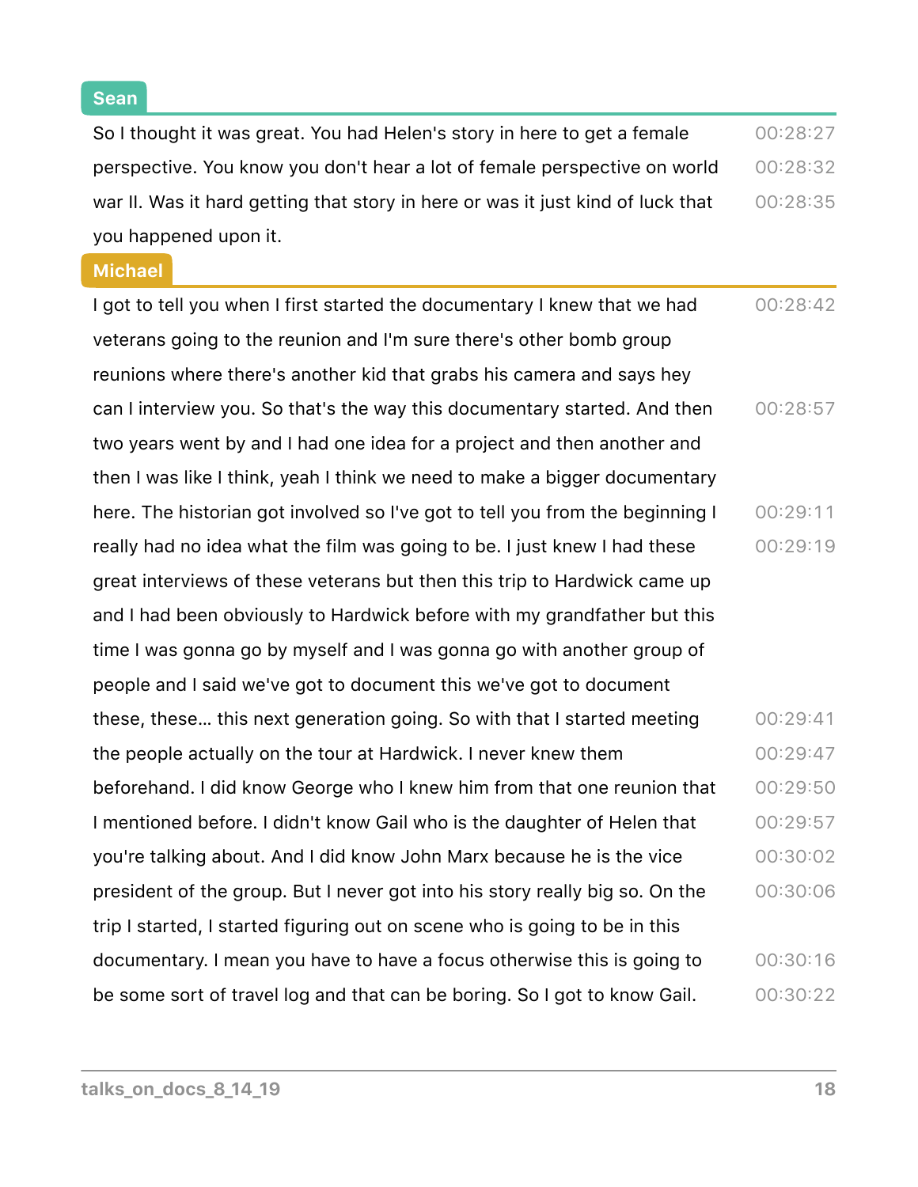**Sean**

So I thought it was great. You had Helen's story in here to get a female perspective. You know you don't hear a lot of female perspective on world war II. Was it hard getting that story in here or was it just kind of luck that you happened upon it. 00:28:27 00:28:32 00:28:35

**Michael**

I got to tell you when I first started the documentary I knew that we had veterans going to the reunion and I'm sure there's other bomb group reunions where there's another kid that grabs his camera and says hey can I interview you. So that's the way this documentary started. And then two years went by and I had one idea for a project and then another and then I was like I think, yeah I think we need to make a bigger documentary here. The historian got involved so I've got to tell you from the beginning I really had no idea what the film was going to be. I just knew I had these great interviews of these veterans but then this trip to Hardwick came up and I had been obviously to Hardwick before with my grandfather but this time I was gonna go by myself and I was gonna go with another group of people and I said we've got to document this we've got to document these, these... this next generation going. So with that I started meeting the people actually on the tour at Hardwick. I never knew them beforehand. I did know George who I knew him from that one reunion that I mentioned before. I didn't know Gail who is the daughter of Helen that you're talking about. And I did know John Marx because he is the vice president of the group. But I never got into his story really big so. On the trip I started, I started figuring out on scene who is going to be in this documentary. I mean you have to have a focus otherwise this is going to be some sort of travel log and that can be boring. So I got to know Gail. 00:28:42 00:28:57 00:29:11 00:29:19 00:29:41 00:29:47 00:29:50 00:29:57 00:30:02 00:30:06 00:30:16 00:30:22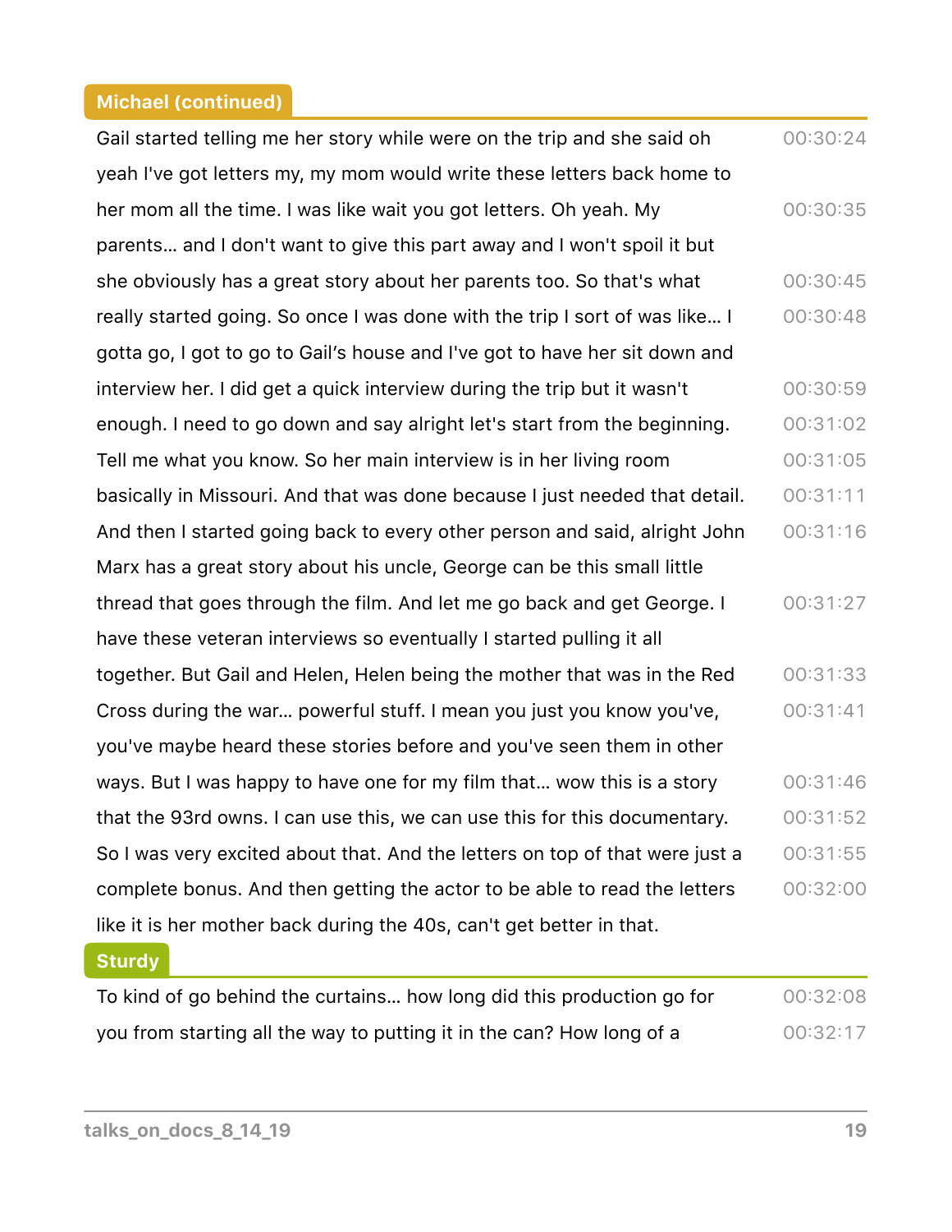**Michael (continued)**

Gail started telling me her story while were on the trip and she said oh yeah I've got letters my, my mom would write these letters back home to her mom all the time. I was like wait you got letters. Oh yeah. My parents… and I don't want to give this part away and I won't spoil it but she obviously has a great story about her parents too. So that's what really started going. So once I was done with the trip I sort of was like… I gotta go, I got to go to Gail's house and I've got to have her sit down and interview her. I did get a quick interview during the trip but it wasn't enough. I need to go down and say alright let's start from the beginning. Tell me what you know. So her main interview is in her living room basically in Missouri. And that was done because I just needed that detail. And then I started going back to every other person and said, alright John Marx has a great story about his uncle, George can be this small little thread that goes through the film. And let me go back and get George. I have these veteran interviews so eventually I started pulling it all together. But Gail and Helen, Helen being the mother that was in the Red Cross during the war… powerful stuff. I mean you just you know you've, you've maybe heard these stories before and you've seen them in other ways. But I was happy to have one for my film that… wow this is a story that the 93rd owns. I can use this, we can use this for this documentary. So I was very excited about that. And the letters on top of that were just a complete bonus. And then getting the actor to be able to read the letters like it is her mother back during the 40s, can't get better in that.

00:30:24 00:30:35 00:30:45 00:30:48 00:30:59 00:31:02 00:31:05 00:31:11 00:31:16 00:31:27 00:31:33 00:31:41 00:31:46 00:31:52 00:31:55 00:32:00

**Sturdy**

To kind of go behind the curtains… how long did this production go for you from starting all the way to putting it in the can? How long of a

00:32:08 00:32:17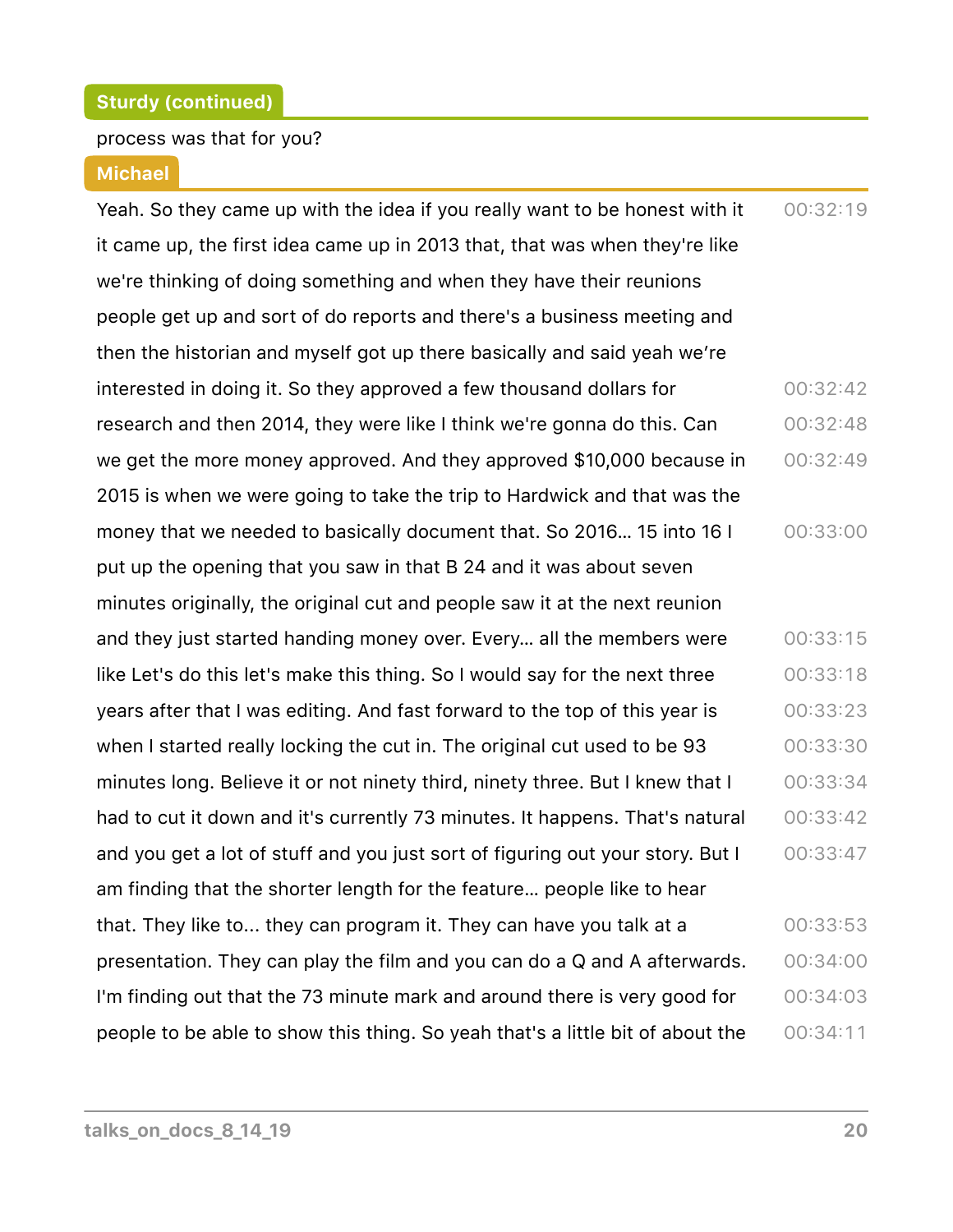**Sturdy (continued)**

process was that for you?

**Michael**

Yeah. So they came up with the idea if you really want to be honest with it it came up, the first idea came up in 2013 that, that was when they're like we're thinking of doing something and when they have their reunions people get up and sort of do reports and there's a business meeting and then the historian and myself got up there basically and said yeah we're interested in doing it. So they approved a few thousand dollars for research and then 2014, they were like I think we're gonna do this. Can we get the more money approved. And they approved $10,000 because in 2015 is when we were going to take the trip to Hardwick and that was the money that we needed to basically document that. So 2016... 15 into 16 I put up the opening that you saw in that B 24 and it was about seven minutes originally, the original cut and people saw it at the next reunion and they just started handing money over. Every... all the members were like Let's do this let's make this thing. So I would say for the next three years after that I was editing. And fast forward to the top of this year is when I started really locking the cut in. The original cut used to be 93 minutes long. Believe it or not ninety third, ninety three. But I knew that I had to cut it down and it's currently 73 minutes. It happens. That's natural and you get a lot of stuff and you just sort of figuring out your story. But I am finding that the shorter length for the feature... people like to hear that. They like to... they can program it. They can have you talk at a presentation. They can play the film and you can do a Q and A afterwards. I'm finding out that the 73 minute mark and around there is very good for people to be able to show this thing. So yeah that's a little bit of about the

00:32:19 00:32:42 00:32:48 00:32:49 00:33:00 00:33:15 00:33:18 00:33:23 00:33:30 00:33:34 00:33:42 00:33:47 00:33:53 00:34:00 00:34:03 00:34:11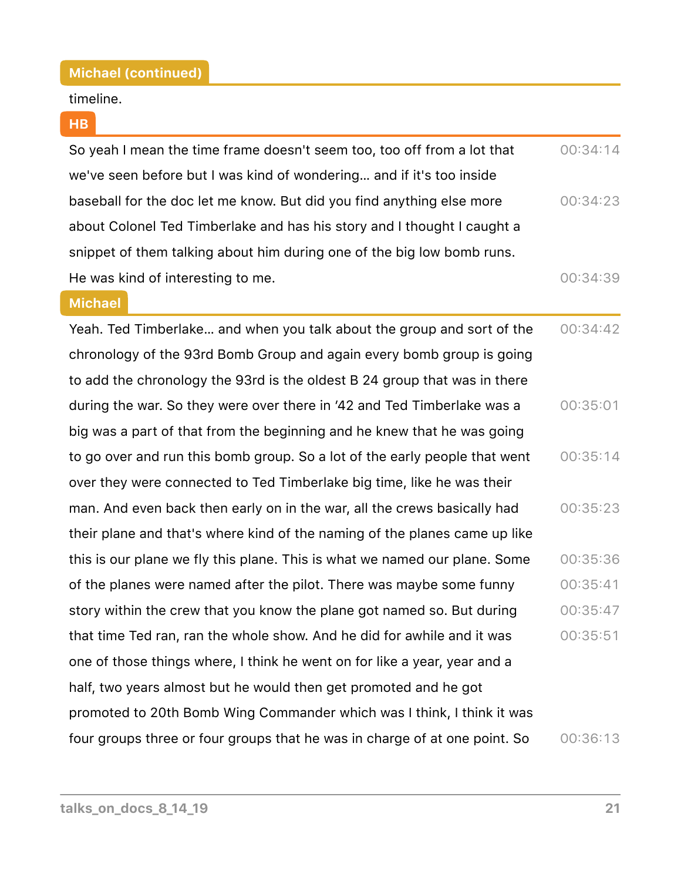**Michael (continued)**

timeline.

**HB**

So yeah I mean the time frame doesn't seem too, too off from a lot that we've seen before but I was kind of wondering... and if it's too inside baseball for the doc let me know. But did you find anything else more about Colonel Ted Timberlake and has his story and I thought I caught a snippet of them talking about him during one of the big low bomb runs. He was kind of interesting to me. 00:34:14 00:34:23 00:34:39

**Michael**

Yeah. Ted Timberlake... and when you talk about the group and sort of the chronology of the 93rd Bomb Group and again every bomb group is going to add the chronology the 93rd is the oldest B 24 group that was in there during the war. So they were over there in '42 and Ted Timberlake was a big was a part of that from the beginning and he knew that he was going to go over and run this bomb group. So a lot of the early people that went over they were connected to Ted Timberlake big time, like he was their man. And even back then early on in the war, all the crews basically had their plane and that's where kind of the naming of the planes came up like this is our plane we fly this plane. This is what we named our plane. Some of the planes were named after the pilot. There was maybe some funny story within the crew that you know the plane got named so. But during that time Ted ran, ran the whole show. And he did for awhile and it was one of those things where, I think he went on for like a year, year and a half, two years almost but he would then get promoted and he got promoted to 20th Bomb Wing Commander which was I think, I think it was four groups three or four groups that he was in charge of at one point. So 00:34:42 00:35:01 00:35:14 00:35:23 00:35:36 00:35:41 00:35:47 00:35:51 00:36:13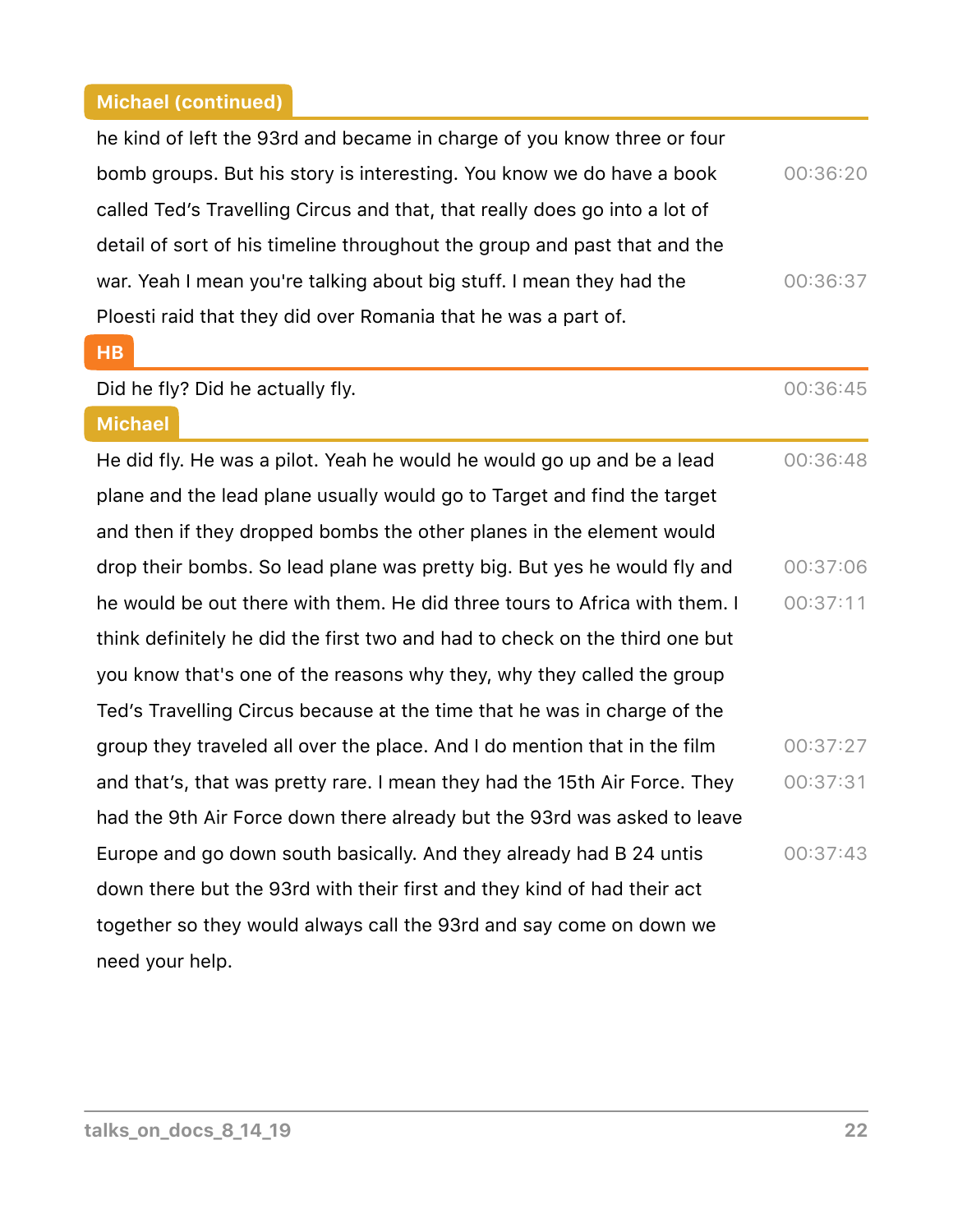**Michael (continued)**

he kind of left the 93rd and became in charge of you know three or four bomb groups. But his story is interesting. You know we do have a book called Ted's Travelling Circus and that, that really does go into a lot of detail of sort of his timeline throughout the group and past that and the war. Yeah I mean you're talking about big stuff. I mean they had the Ploesti raid that they did over Romania that he was a part of. 00:36:20 00:36:37

**HB**

Did he fly? Did he actually fly. 00:36:45

**Michael**

He did fly. He was a pilot. Yeah he would he would go up and be a lead plane and the lead plane usually would go to Target and find the target and then if they dropped bombs the other planes in the element would drop their bombs. So lead plane was pretty big. But yes he would fly and he would be out there with them. He did three tours to Africa with them. I think definitely he did the first two and had to check on the third one but you know that's one of the reasons why they, why they called the group Ted's Travelling Circus because at the time that he was in charge of the group they traveled all over the place. And I do mention that in the film and that's, that was pretty rare. I mean they had the 15th Air Force. They had the 9th Air Force down there already but the 93rd was asked to leave Europe and go down south basically. And they already had B 24 untis down there but the 93rd with their first and they kind of had their act together so they would always call the 93rd and say come on down we need your help. 00:36:48 00:37:06 00:37:11 00:37:27 00:37:31 00:37:43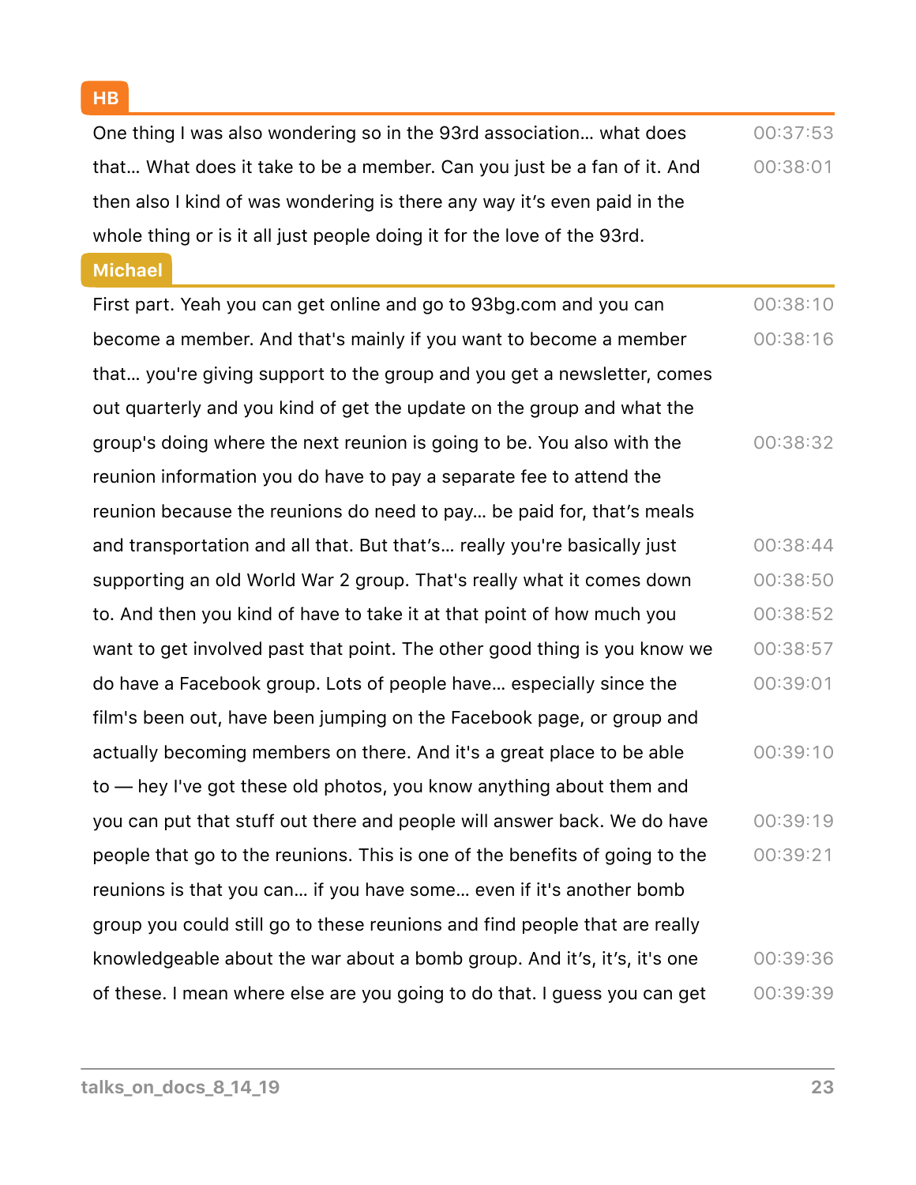**HB**

One thing I was also wondering so in the 93rd association… what does that… What does it take to be a member. Can you just be a fan of it. And then also I kind of was wondering is there any way it's even paid in the whole thing or is it all just people doing it for the love of the 93rd. 00:37:53 00:38:01

**Michael**

First part. Yeah you can get online and go to 93bg.com and you can become a member. And that's mainly if you want to become a member that… you're giving support to the group and you get a newsletter, comes out quarterly and you kind of get the update on the group and what the group's doing where the next reunion is going to be. You also with the reunion information you do have to pay a separate fee to attend the reunion because the reunions do need to pay… be paid for, that's meals and transportation and all that. But that's… really you're basically just supporting an old World War 2 group. That's really what it comes down to. And then you kind of have to take it at that point of how much you want to get involved past that point. The other good thing is you know we do have a Facebook group. Lots of people have… especially since the film's been out, have been jumping on the Facebook page, or group and actually becoming members on there. And it's a great place to be able to — hey I've got these old photos, you know anything about them and you can put that stuff out there and people will answer back. We do have people that go to the reunions. This is one of the benefits of going to the reunions is that you can… if you have some… even if it's another bomb group you could still go to these reunions and find people that are really knowledgeable about the war about a bomb group. And it's, it's, it's one of these. I mean where else are you going to do that. I guess you can get 00:38:10 00:38:16 00:38:32 00:38:44 00:38:50 00:38:52 00:38:57 00:39:01 00:39:10 00:39:19 00:39:21 00:39:36 00:39:39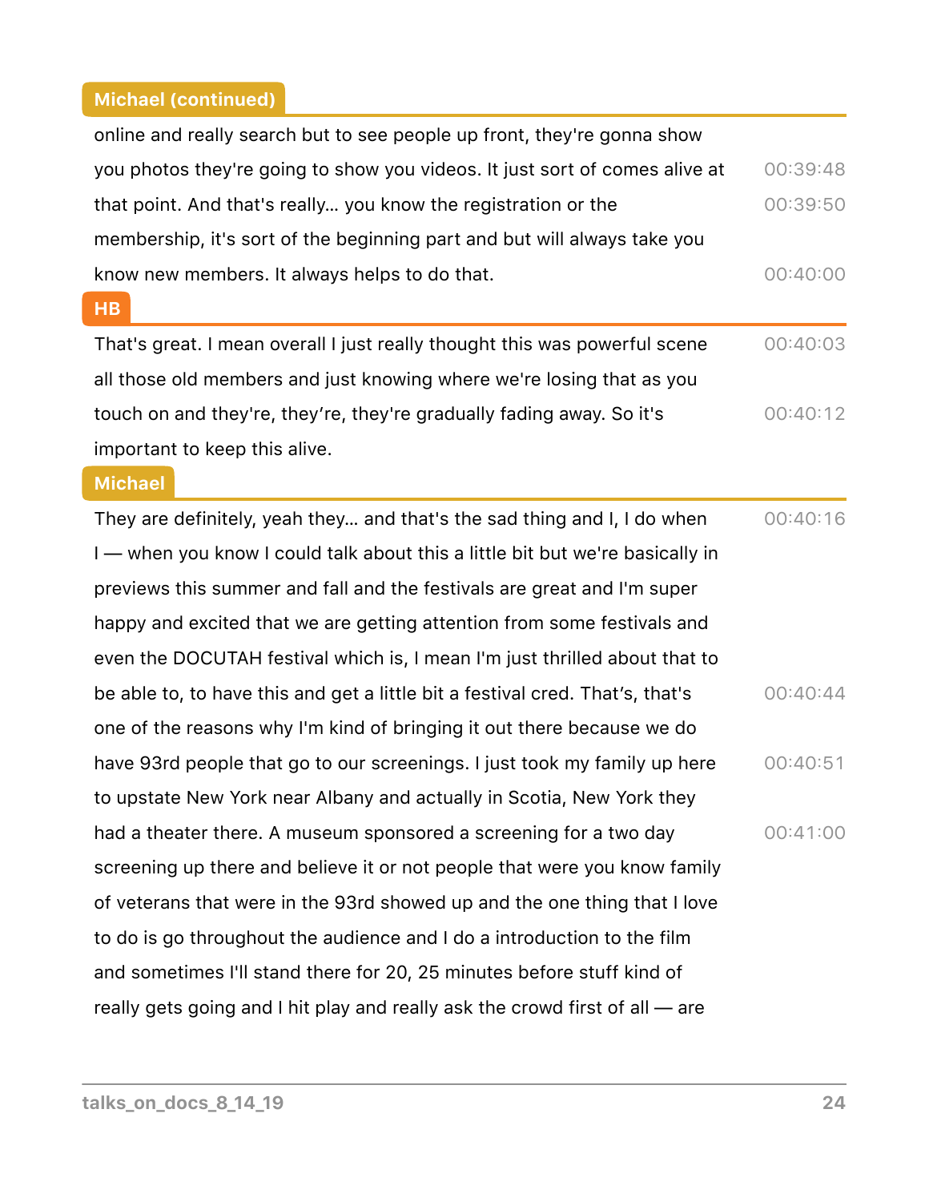**Michael (continued)**

online and really search but to see people up front, they're gonna show you photos they're going to show you videos. It just sort of comes alive at that point. And that's really... you know the registration or the membership, it's sort of the beginning part and but will always take you know new members. It always helps to do that.

00:39:48
00:39:50
00:40:00

**HB**

That's great. I mean overall I just really thought this was powerful scene all those old members and just knowing where we're losing that as you touch on and they're, they're, they're gradually fading away. So it's important to keep this alive.

00:40:03
00:40:12

**Michael**

They are definitely, yeah they... and that's the sad thing and I, I do when I — when you know I could talk about this a little bit but we're basically in previews this summer and fall and the festivals are great and I'm super happy and excited that we are getting attention from some festivals and even the DOCUTAH festival which is, I mean I'm just thrilled about that to be able to, to have this and get a little bit a festival cred. That's, that's one of the reasons why I'm kind of bringing it out there because we do have 93rd people that go to our screenings. I just took my family up here to upstate New York near Albany and actually in Scotia, New York they had a theater there. A museum sponsored a screening for a two day screening up there and believe it or not people that were you know family of veterans that were in the 93rd showed up and the one thing that I love to do is go throughout the audience and I do a introduction to the film and sometimes I'll stand there for 20, 25 minutes before stuff kind of really gets going and I hit play and really ask the crowd first of all — are

00:40:16
00:40:44
00:40:51
00:41:00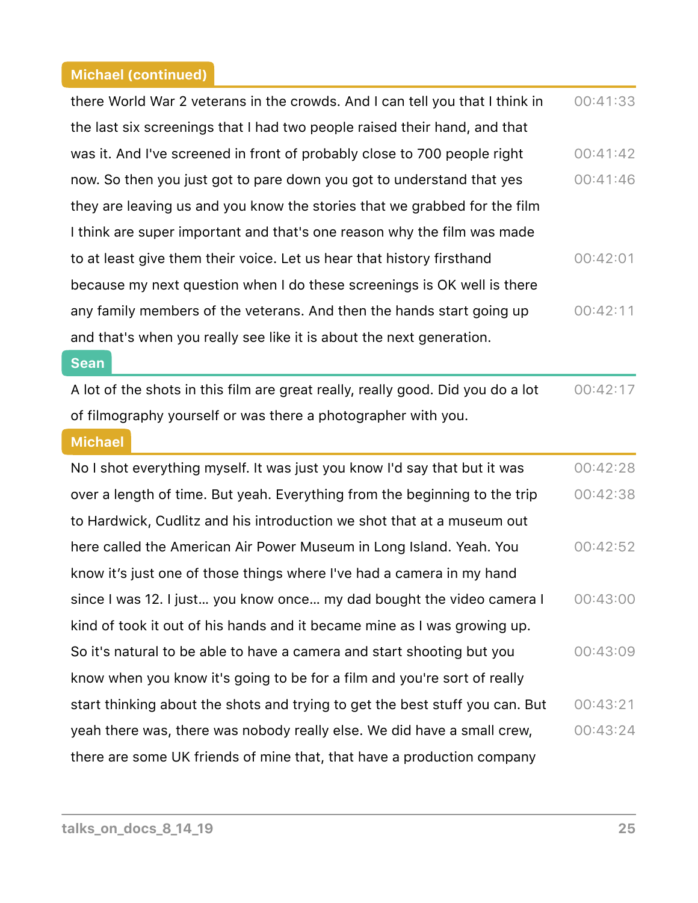**Michael (continued)**

there World War 2 veterans in the crowds. And I can tell you that I think in the last six screenings that I had two people raised their hand, and that was it. And I've screened in front of probably close to 700 people right now. So then you just got to pare down you got to understand that yes they are leaving us and you know the stories that we grabbed for the film I think are super important and that's one reason why the film was made to at least give them their voice. Let us hear that history firsthand because my next question when I do these screenings is OK well is there any family members of the veterans. And then the hands start going up and that's when you really see like it is about the next generation.

00:41:33 00:41:42 00:41:46 00:42:01 00:42:11

**Sean**

A lot of the shots in this film are great really, really good. Did you do a lot of filmography yourself or was there a photographer with you.

00:42:17

**Michael**

No I shot everything myself. It was just you know I'd say that but it was over a length of time. But yeah. Everything from the beginning to the trip to Hardwick, Cudlitz and his introduction we shot that at a museum out here called the American Air Power Museum in Long Island. Yeah. You know it's just one of those things where I've had a camera in my hand since I was 12. I just... you know once... my dad bought the video camera I kind of took it out of his hands and it became mine as I was growing up. So it's natural to be able to have a camera and start shooting but you know when you know it's going to be for a film and you're sort of really start thinking about the shots and trying to get the best stuff you can. But yeah there was, there was nobody really else. We did have a small crew, there are some UK friends of mine that, that have a production company

00:42:28 00:42:38 00:42:52 00:43:00 00:43:09 00:43:21 00:43:24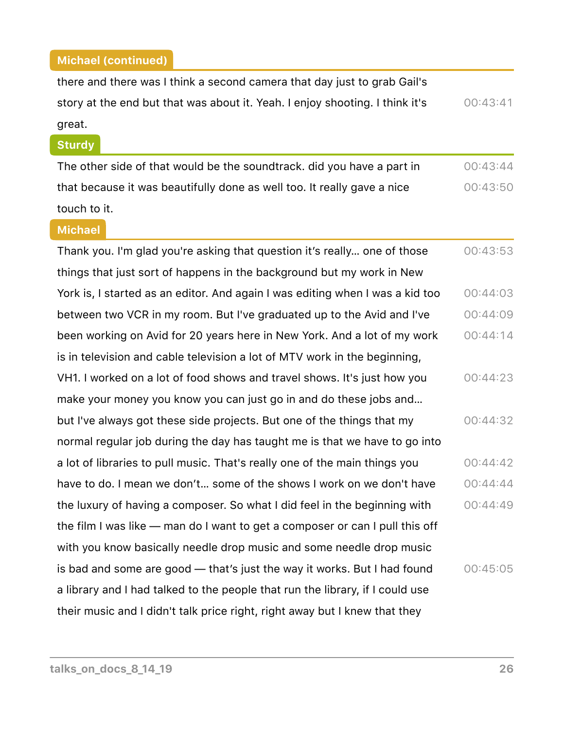**Michael (continued)**

there and there was I think a second camera that day just to grab Gail's story at the end but that was about it. Yeah. I enjoy shooting. I think it's great. 00:43:41

**Sturdy**

The other side of that would be the soundtrack. did you have a part in that because it was beautifully done as well too. It really gave a nice touch to it. 00:43:44 00:43:50

**Michael**

Thank you. I'm glad you're asking that question it's really… one of those things that just sort of happens in the background but my work in New York is, I started as an editor. And again I was editing when I was a kid too between two VCR in my room. But I've graduated up to the Avid and I've been working on Avid for 20 years here in New York. And a lot of my work is in television and cable television a lot of MTV work in the beginning, VH1. I worked on a lot of food shows and travel shows. It's just how you make your money you know you can just go in and do these jobs and… but I've always got these side projects. But one of the things that my normal regular job during the day has taught me is that we have to go into a lot of libraries to pull music. That's really one of the main things you have to do. I mean we don't… some of the shows I work on we don't have the luxury of having a composer. So what I did feel in the beginning with the film I was like — man do I want to get a composer or can I pull this off with you know basically needle drop music and some needle drop music is bad and some are good — that's just the way it works. But I had found a library and I had talked to the people that run the library, if I could use their music and I didn't talk price right, right away but I knew that they 00:43:53 00:44:03 00:44:09 00:44:14 00:44:23 00:44:32 00:44:42 00:44:44 00:44:49 00:45:05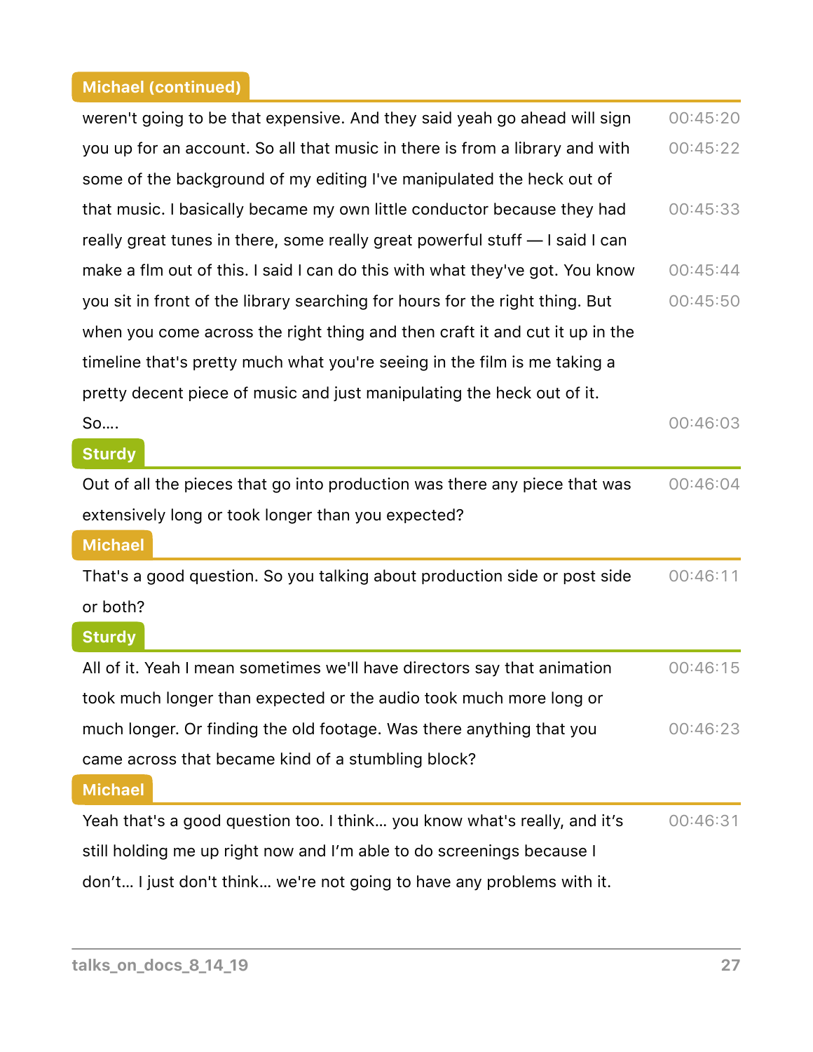**Michael (continued)**

weren't going to be that expensive. And they said yeah go ahead will sign you up for an account. So all that music in there is from a library and with some of the background of my editing I've manipulated the heck out of that music. I basically became my own little conductor because they had really great tunes in there, some really great powerful stuff — I said I can make a flm out of this. I said I can do this with what they've got. You know you sit in front of the library searching for hours for the right thing. But when you come across the right thing and then craft it and cut it up in the timeline that's pretty much what you're seeing in the film is me taking a pretty decent piece of music and just manipulating the heck out of it. So…. — 00:45:20, 00:45:22, 00:45:33, 00:45:44, 00:45:50, 00:46:03

**Sturdy**

Out of all the pieces that go into production was there any piece that was extensively long or took longer than you expected? — 00:46:04

**Michael**

That's a good question. So you talking about production side or post side or both? — 00:46:11

**Sturdy**

All of it. Yeah I mean sometimes we'll have directors say that animation took much longer than expected or the audio took much more long or much longer. Or finding the old footage. Was there anything that you came across that became kind of a stumbling block? — 00:46:15, 00:46:23

**Michael**

Yeah that's a good question too. I think… you know what's really, and it's still holding me up right now and I'm able to do screenings because I don't… I just don't think… we're not going to have any problems with it. — 00:46:31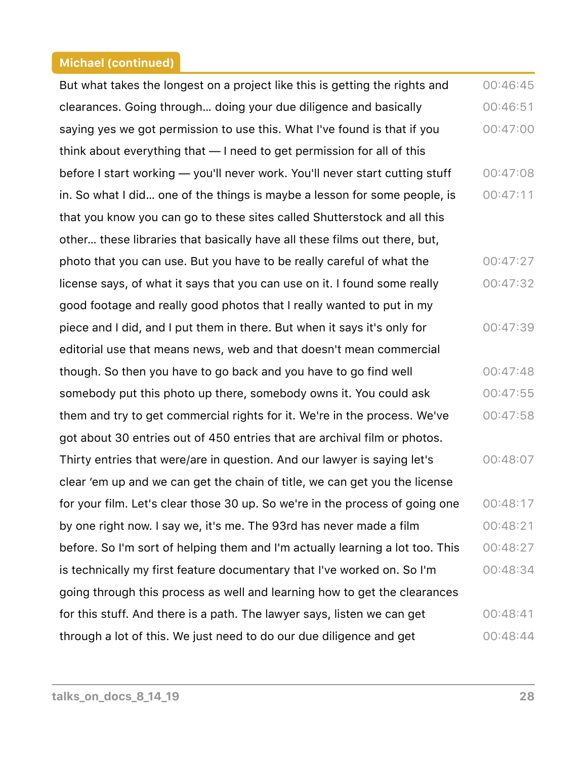**Michael (continued)**

But what takes the longest on a project like this is getting the rights and clearances. Going through… doing your due diligence and basically saying yes we got permission to use this. What I've found is that if you think about everything that — I need to get permission for all of this before I start working — you'll never work. You'll never start cutting stuff in. So what I did… one of the things is maybe a lesson for some people, is that you know you can go to these sites called Shutterstock and all this other… these libraries that basically have all these films out there, but, photo that you can use. But you have to be really careful of what the license says, of what it says that you can use on it. I found some really good footage and really good photos that I really wanted to put in my piece and I did, and I put them in there. But when it says it's only for editorial use that means news, web and that doesn't mean commercial though. So then you have to go back and you have to go find well somebody put this photo up there, somebody owns it. You could ask them and try to get commercial rights for it. We're in the process. We've got about 30 entries out of 450 entries that are archival film or photos. Thirty entries that were/are in question. And our lawyer is saying let's clear 'em up and we can get the chain of title, we can get you the license for your film. Let's clear those 30 up. So we're in the process of going one by one right now. I say we, it's me. The 93rd has never made a film before. So I'm sort of helping them and I'm actually learning a lot too. This is technically my first feature documentary that I've worked on. So I'm going through this process as well and learning how to get the clearances for this stuff. And there is a path. The lawyer says, listen we can get through a lot of this. We just need to do our due diligence and get

00:46:45 00:46:51 00:47:00 00:47:08 00:47:11 00:47:27 00:47:32 00:47:39 00:47:48 00:47:55 00:47:58 00:48:07 00:48:17 00:48:21 00:48:27 00:48:34 00:48:41 00:48:44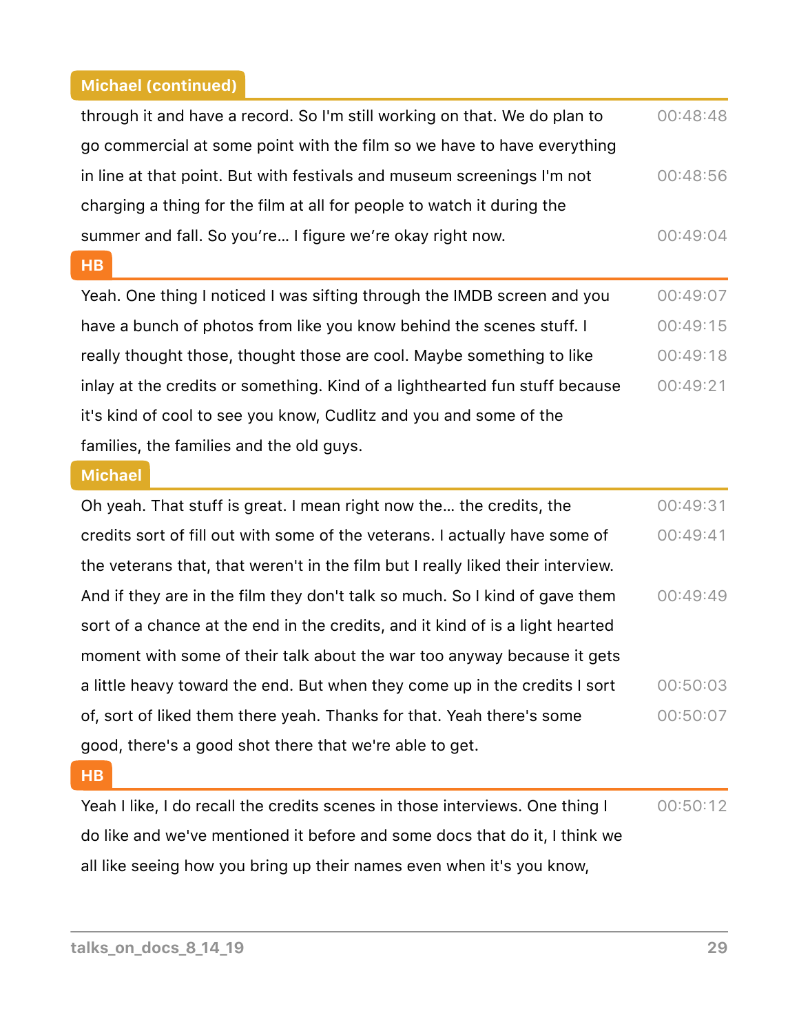**Michael (continued)**

through it and have a record. So I'm still working on that. We do plan to go commercial at some point with the film so we have to have everything in line at that point. But with festivals and museum screenings I'm not charging a thing for the film at all for people to watch it during the summer and fall. So you're… I figure we're okay right now. 00:48:48 00:48:56 00:49:04

**HB**

Yeah. One thing I noticed I was sifting through the IMDB screen and you have a bunch of photos from like you know behind the scenes stuff. I really thought those, thought those are cool. Maybe something to like inlay at the credits or something. Kind of a lighthearted fun stuff because it's kind of cool to see you know, Cudlitz and you and some of the families, the families and the old guys. 00:49:07 00:49:15 00:49:18 00:49:21

**Michael**

Oh yeah. That stuff is great. I mean right now the… the credits, the credits sort of fill out with some of the veterans. I actually have some of the veterans that, that weren't in the film but I really liked their interview. And if they are in the film they don't talk so much. So I kind of gave them sort of a chance at the end in the credits, and it kind of is a light hearted moment with some of their talk about the war too anyway because it gets a little heavy toward the end. But when they come up in the credits I sort of, sort of liked them there yeah. Thanks for that. Yeah there's some good, there's a good shot there that we're able to get. 00:49:31 00:49:41 00:49:49 00:50:03 00:50:07

**HB**

Yeah I like, I do recall the credits scenes in those interviews. One thing I do like and we've mentioned it before and some docs that do it, I think we all like seeing how you bring up their names even when it's you know, 00:50:12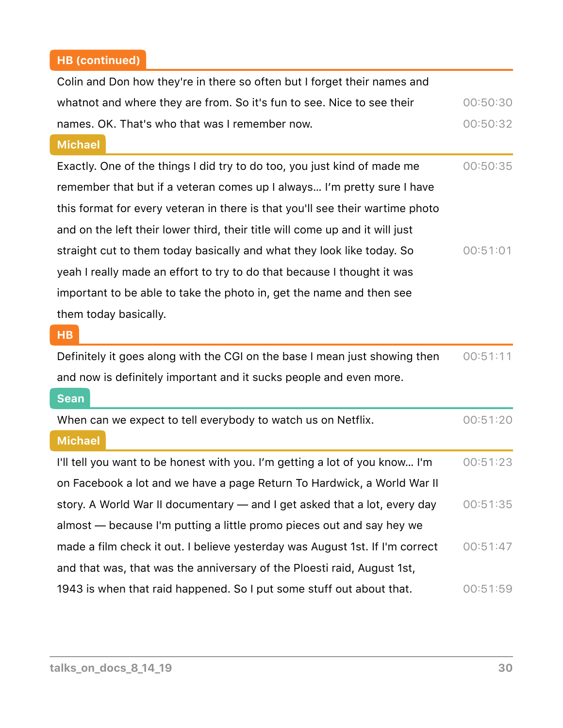**HB (continued)**

Colin and Don how they're in there so often but I forget their names and whatnot and where they are from. So it's fun to see. Nice to see their names. OK. That's who that was I remember now. 00:50:30 00:50:32

**Michael**

Exactly. One of the things I did try to do too, you just kind of made me remember that but if a veteran comes up I always… I'm pretty sure I have this format for every veteran in there is that you'll see their wartime photo and on the left their lower third, their title will come up and it will just straight cut to them today basically and what they look like today. So yeah I really made an effort to try to do that because I thought it was important to be able to take the photo in, get the name and then see them today basically. 00:50:35 00:51:01

**HB**

Definitely it goes along with the CGI on the base I mean just showing then and now is definitely important and it sucks people and even more. 00:51:11

**Sean**

When can we expect to tell everybody to watch us on Netflix. 00:51:20

**Michael**

I'll tell you want to be honest with you. I'm getting a lot of you know… I'm on Facebook a lot and we have a page Return To Hardwick, a World War II story. A World War II documentary — and I get asked that a lot, every day almost — because I'm putting a little promo pieces out and say hey we made a film check it out. I believe yesterday was August 1st. If I'm correct and that was, that was the anniversary of the Ploesti raid, August 1st, 1943 is when that raid happened. So I put some stuff out about that. 00:51:23 00:51:35 00:51:47 00:51:59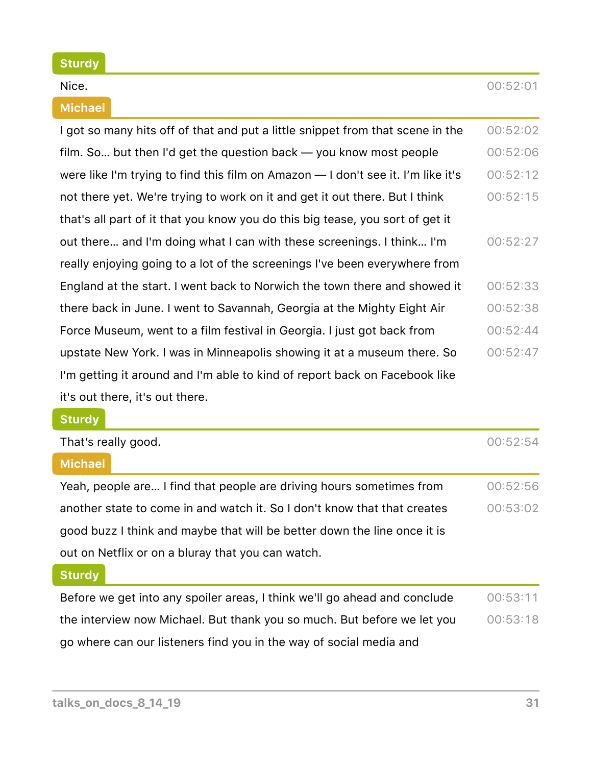**Sturdy**

Nice. 00:52:01

**Michael**

I got so many hits off of that and put a little snippet from that scene in the film. So… but then I'd get the question back — you know most people were like I'm trying to find this film on Amazon — I don't see it. I'm like it's not there yet. We're trying to work on it and get it out there. But I think that's all part of it that you know you do this big tease, you sort of get it out there… and I'm doing what I can with these screenings. I think… I'm really enjoying going to a lot of the screenings I've been everywhere from England at the start. I went back to Norwich the town there and showed it there back in June. I went to Savannah, Georgia at the Mighty Eight Air Force Museum, went to a film festival in Georgia. I just got back from upstate New York. I was in Minneapolis showing it at a museum there. So I'm getting it around and I'm able to kind of report back on Facebook like it's out there, it's out there. 00:52:02 00:52:06 00:52:12 00:52:15 00:52:27 00:52:33 00:52:38 00:52:44 00:52:47

**Sturdy**

That's really good. 00:52:54

**Michael**

Yeah, people are… I find that people are driving hours sometimes from another state to come in and watch it. So I don't know that that creates good buzz I think and maybe that will be better down the line once it is out on Netflix or on a bluray that you can watch. 00:52:56 00:53:02

**Sturdy**

Before we get into any spoiler areas, I think we'll go ahead and conclude the interview now Michael. But thank you so much. But before we let you go where can our listeners find you in the way of social media and 00:53:11 00:53:18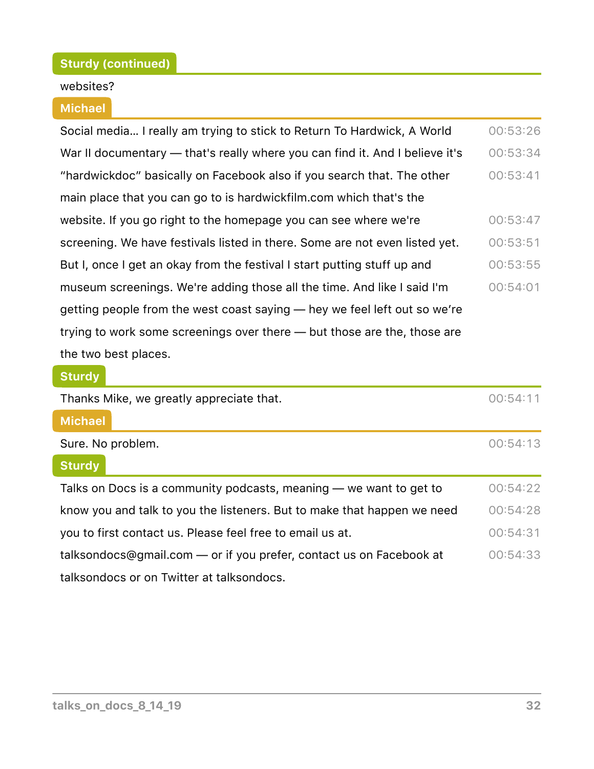**Sturdy (continued)**

websites?

**Michael**

Social media... I really am trying to stick to Return To Hardwick, A World War II documentary — that's really where you can find it. And I believe it's "hardwickdoc" basically on Facebook also if you search that. The other main place that you can go to is hardwickfilm.com which that's the website. If you go right to the homepage you can see where we're screening. We have festivals listed in there. Some are not even listed yet. But I, once I get an okay from the festival I start putting stuff up and museum screenings. We're adding those all the time. And like I said I'm getting people from the west coast saying — hey we feel left out so we're trying to work some screenings over there — but those are the, those are the two best places.

00:53:26 00:53:34 00:53:41 00:53:47 00:53:51 00:53:55 00:54:01

**Sturdy**

Thanks Mike, we greatly appreciate that.

00:54:11

**Michael**

Sure. No problem.

00:54:13

**Sturdy**

Talks on Docs is a community podcasts, meaning — we want to get to know you and talk to you the listeners. But to make that happen we need you to first contact us. Please feel free to email us at. talksondocs@gmail.com — or if you prefer, contact us on Facebook at talksondocs or on Twitter at talksondocs.

00:54:22 00:54:28 00:54:31 00:54:33